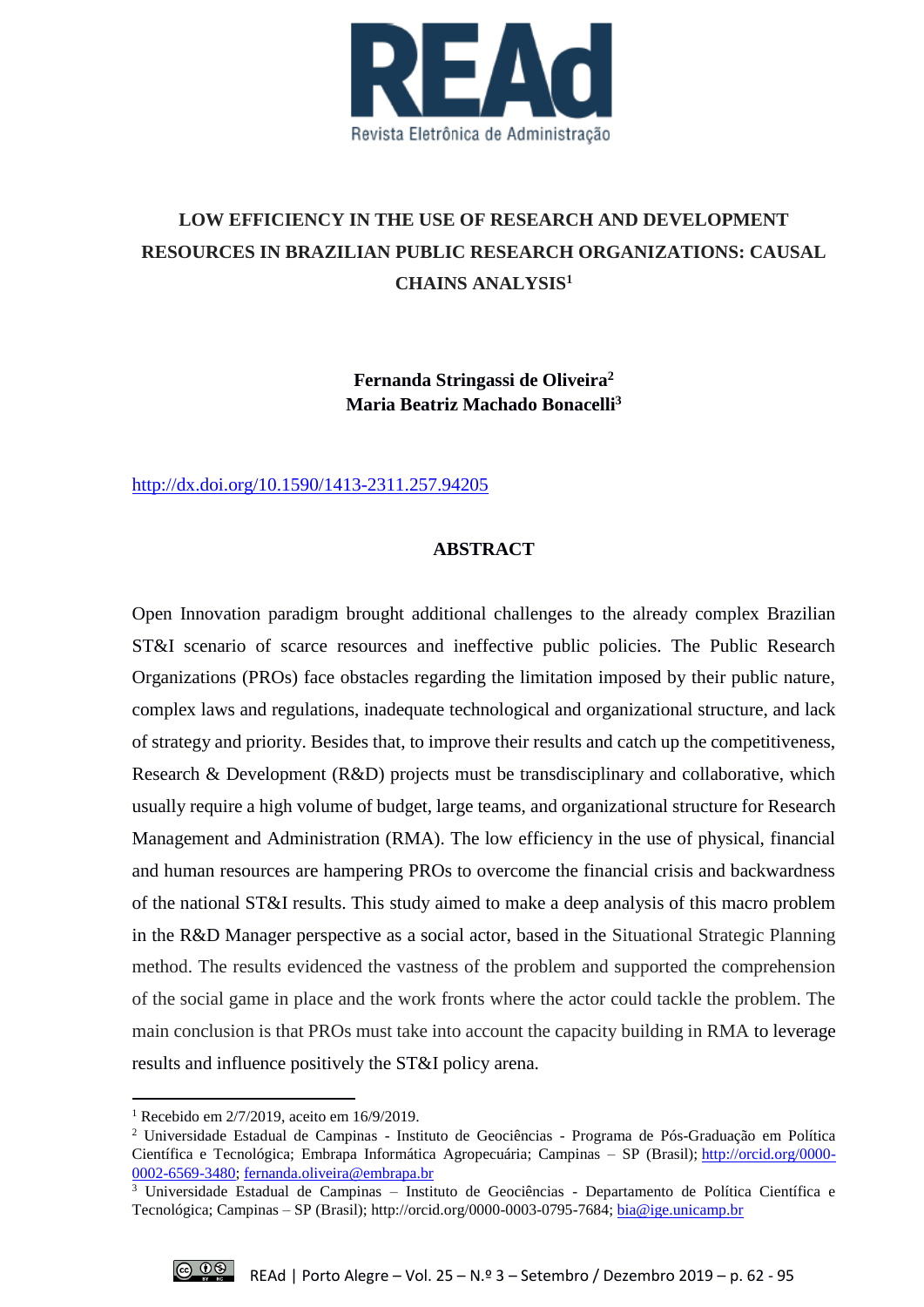# LOW EFFICIENCY IN THE USE OF RESEARCH AND DEVELOPMENT RESOURCES IN BRAZILIAN PUBLIC RESEARCH ORGANIZATIONS: CAUSAL CHAINS ANALYSIS[1]

**Fernanda Stringassi de Oliveira[2]**
**Maria Beatriz Machado Bonacelli[3]**

http://dx.doi.org/10.1590/1413-2311.257.94205

## ABSTRACT

Open Innovation paradigm brought additional challenges to the already complex Brazilian ST&I scenario of scarce resources and ineffective public policies. The Public Research Organizations (PROs) face obstacles regarding the limitation imposed by their public nature, complex laws and regulations, inadequate technological and organizational structure, and lack of strategy and priority. Besides that, to improve their results and catch up the competitiveness, Research & Development (R&D) projects must be transdisciplinary and collaborative, which usually require a high volume of budget, large teams, and organizational structure for Research Management and Administration (RMA). The low efficiency in the use of physical, financial and human resources are hampering PROs to overcome the financial crisis and backwardness of the national ST&I results. This study aimed to make a deep analysis of this macro problem in the R&D Manager perspective as a social actor, based in the Situational Strategic Planning method. The results evidenced the vastness of the problem and supported the comprehension of the social game in place and the work fronts where the actor could tackle the problem. The main conclusion is that PROs must take into account the capacity building in RMA to leverage results and influence positively the ST&I policy arena.

---

[1] Recebido em 2/7/2019, aceito em 16/9/2019.

[2] Universidade Estadual de Campinas - Instituto de Geociências - Programa de Pós-Graduação em Política Científica e Tecnológica; Embrapa Informática Agropecuária; Campinas – SP (Brasil); http://orcid.org/0000-0002-6569-3480; fernanda.oliveira@embrapa.br

[3] Universidade Estadual de Campinas – Instituto de Geociências - Departamento de Política Científica e Tecnológica; Campinas – SP (Brasil); http://orcid.org/0000-0003-0795-7684; bia@ige.unicamp.br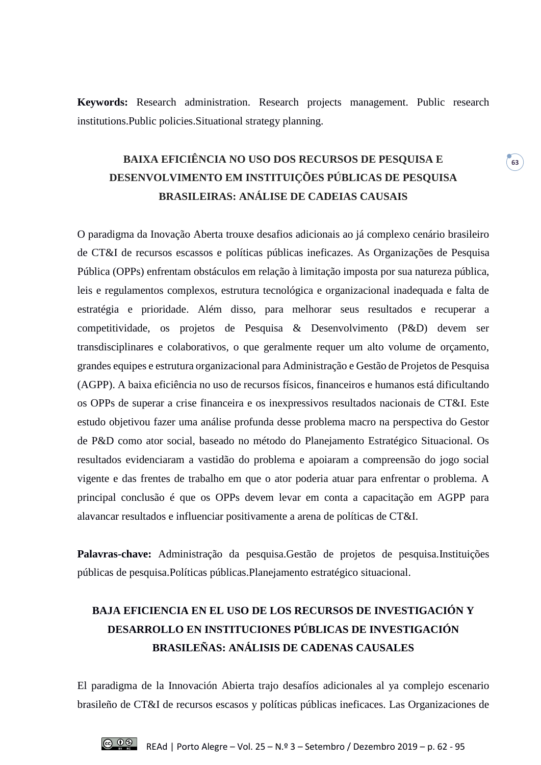**Keywords:** Research administration. Research projects management. Public research institutions.Public policies.Situational strategy planning.

## BAIXA EFICIÊNCIA NO USO DOS RECURSOS DE PESQUISA E DESENVOLVIMENTO EM INSTITUIÇÕES PÚBLICAS DE PESQUISA BRASILEIRAS: ANÁLISE DE CADEIAS CAUSAIS

O paradigma da Inovação Aberta trouxe desafios adicionais ao já complexo cenário brasileiro de CT&I de recursos escassos e políticas públicas ineficazes. As Organizações de Pesquisa Pública (OPPs) enfrentam obstáculos em relação à limitação imposta por sua natureza pública, leis e regulamentos complexos, estrutura tecnológica e organizacional inadequada e falta de estratégia e prioridade. Além disso, para melhorar seus resultados e recuperar a competitividade, os projetos de Pesquisa & Desenvolvimento (P&D) devem ser transdisciplinares e colaborativos, o que geralmente requer um alto volume de orçamento, grandes equipes e estrutura organizacional para Administração e Gestão de Projetos de Pesquisa (AGPP). A baixa eficiência no uso de recursos físicos, financeiros e humanos está dificultando os OPPs de superar a crise financeira e os inexpressivos resultados nacionais de CT&I. Este estudo objetivou fazer uma análise profunda desse problema macro na perspectiva do Gestor de P&D como ator social, baseado no método do Planejamento Estratégico Situacional. Os resultados evidenciaram a vastidão do problema e apoiaram a compreensão do jogo social vigente e das frentes de trabalho em que o ator poderia atuar para enfrentar o problema. A principal conclusão é que os OPPs devem levar em conta a capacitação em AGPP para alavancar resultados e influenciar positivamente a arena de políticas de CT&I.

**Palavras-chave:** Administração da pesquisa.Gestão de projetos de pesquisa.Instituições públicas de pesquisa.Políticas públicas.Planejamento estratégico situacional.

## BAJA EFICIENCIA EN EL USO DE LOS RECURSOS DE INVESTIGACIÓN Y DESARROLLO EN INSTITUCIONES PÚBLICAS DE INVESTIGACIÓN BRASILEÑAS: ANÁLISIS DE CADENAS CAUSALES

El paradigma de la Innovación Abierta trajo desafíos adicionales al ya complejo escenario brasileño de CT&I de recursos escasos y políticas públicas ineficaces. Las Organizaciones de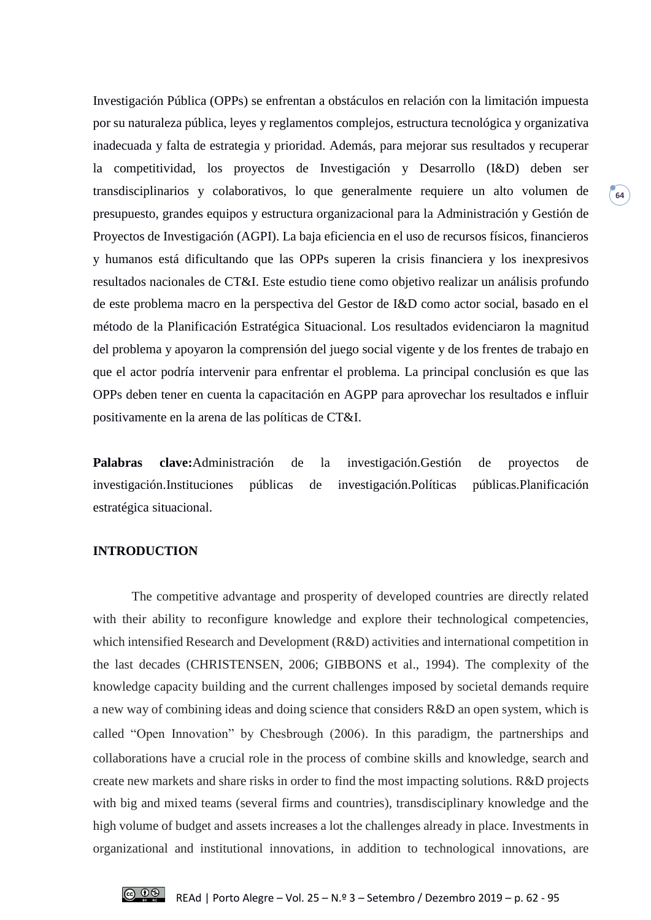Investigación Pública (OPPs) se enfrentan a obstáculos en relación con la limitación impuesta por su naturaleza pública, leyes y reglamentos complejos, estructura tecnológica y organizativa inadecuada y falta de estrategia y prioridad. Además, para mejorar sus resultados y recuperar la competitividad, los proyectos de Investigación y Desarrollo (I&D) deben ser transdisciplinarios y colaborativos, lo que generalmente requiere un alto volumen de presupuesto, grandes equipos y estructura organizacional para la Administración y Gestión de Proyectos de Investigación (AGPI). La baja eficiencia en el uso de recursos físicos, financieros y humanos está dificultando que las OPPs superen la crisis financiera y los inexpresivos resultados nacionales de CT&I. Este estudio tiene como objetivo realizar un análisis profundo de este problema macro en la perspectiva del Gestor de I&D como actor social, basado en el método de la Planificación Estratégica Situacional. Los resultados evidenciaron la magnitud del problema y apoyaron la comprensión del juego social vigente y de los frentes de trabajo en que el actor podría intervenir para enfrentar el problema. La principal conclusión es que las OPPs deben tener en cuenta la capacitación en AGPP para aprovechar los resultados e influir positivamente en la arena de las políticas de CT&I.

**Palabras clave:** Administración de la investigación. Gestión de proyectos de investigación. Instituciones públicas de investigación. Políticas públicas. Planificación estratégica situacional.

## INTRODUCTION

The competitive advantage and prosperity of developed countries are directly related with their ability to reconfigure knowledge and explore their technological competencies, which intensified Research and Development (R&D) activities and international competition in the last decades (CHRISTENSEN, 2006; GIBBONS et al., 1994). The complexity of the knowledge capacity building and the current challenges imposed by societal demands require a new way of combining ideas and doing science that considers R&D an open system, which is called "Open Innovation" by Chesbrough (2006). In this paradigm, the partnerships and collaborations have a crucial role in the process of combine skills and knowledge, search and create new markets and share risks in order to find the most impacting solutions. R&D projects with big and mixed teams (several firms and countries), transdisciplinary knowledge and the high volume of budget and assets increases a lot the challenges already in place. Investments in organizational and institutional innovations, in addition to technological innovations, are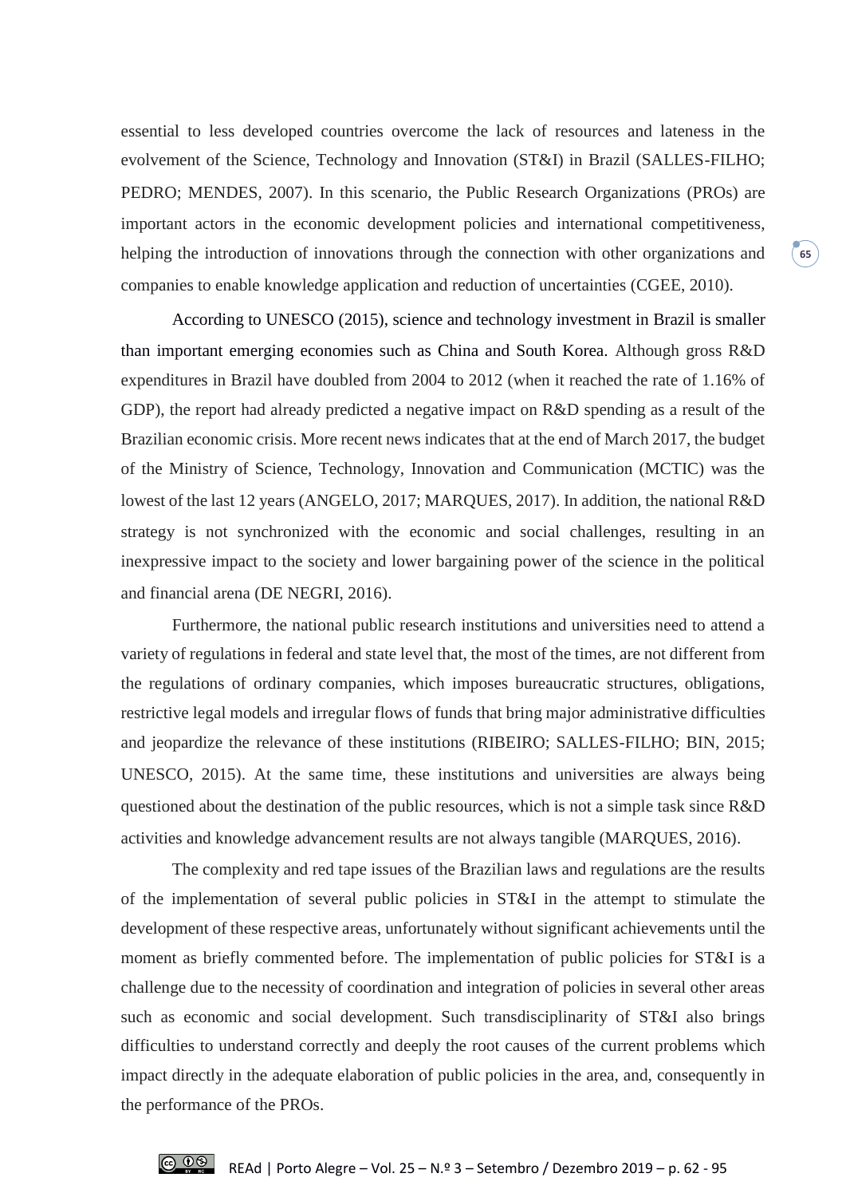essential to less developed countries overcome the lack of resources and lateness in the evolvement of the Science, Technology and Innovation (ST&I) in Brazil (SALLES-FILHO; PEDRO; MENDES, 2007). In this scenario, the Public Research Organizations (PROs) are important actors in the economic development policies and international competitiveness, helping the introduction of innovations through the connection with other organizations and companies to enable knowledge application and reduction of uncertainties (CGEE, 2010).

According to UNESCO (2015), science and technology investment in Brazil is smaller than important emerging economies such as China and South Korea. Although gross R&D expenditures in Brazil have doubled from 2004 to 2012 (when it reached the rate of 1.16% of GDP), the report had already predicted a negative impact on R&D spending as a result of the Brazilian economic crisis. More recent news indicates that at the end of March 2017, the budget of the Ministry of Science, Technology, Innovation and Communication (MCTIC) was the lowest of the last 12 years (ANGELO, 2017; MARQUES, 2017). In addition, the national R&D strategy is not synchronized with the economic and social challenges, resulting in an inexpressive impact to the society and lower bargaining power of the science in the political and financial arena (DE NEGRI, 2016).

Furthermore, the national public research institutions and universities need to attend a variety of regulations in federal and state level that, the most of the times, are not different from the regulations of ordinary companies, which imposes bureaucratic structures, obligations, restrictive legal models and irregular flows of funds that bring major administrative difficulties and jeopardize the relevance of these institutions (RIBEIRO; SALLES-FILHO; BIN, 2015; UNESCO, 2015). At the same time, these institutions and universities are always being questioned about the destination of the public resources, which is not a simple task since R&D activities and knowledge advancement results are not always tangible (MARQUES, 2016).

The complexity and red tape issues of the Brazilian laws and regulations are the results of the implementation of several public policies in ST&I in the attempt to stimulate the development of these respective areas, unfortunately without significant achievements until the moment as briefly commented before. The implementation of public policies for ST&I is a challenge due to the necessity of coordination and integration of policies in several other areas such as economic and social development. Such transdisciplinarity of ST&I also brings difficulties to understand correctly and deeply the root causes of the current problems which impact directly in the adequate elaboration of public policies in the area, and, consequently in the performance of the PROs.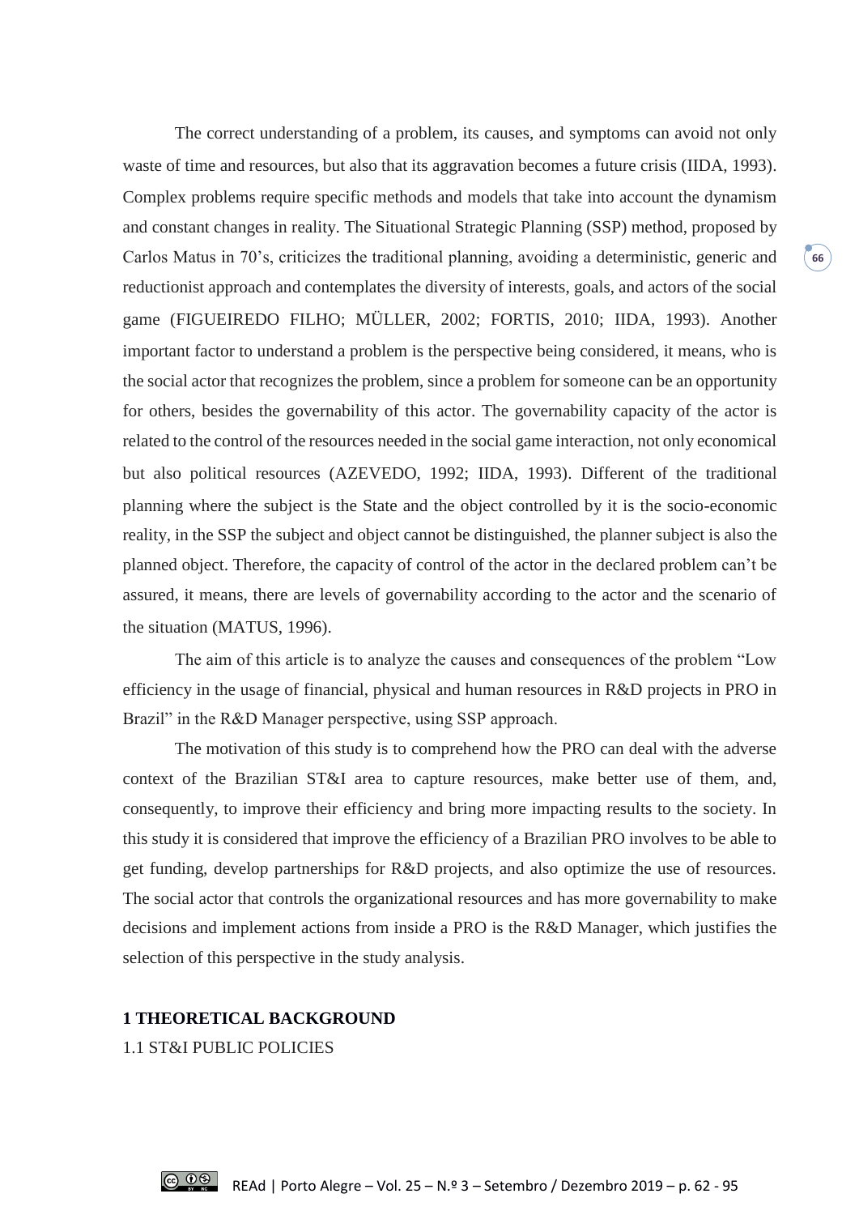The correct understanding of a problem, its causes, and symptoms can avoid not only waste of time and resources, but also that its aggravation becomes a future crisis (IIDA, 1993). Complex problems require specific methods and models that take into account the dynamism and constant changes in reality. The Situational Strategic Planning (SSP) method, proposed by Carlos Matus in 70's, criticizes the traditional planning, avoiding a deterministic, generic and reductionist approach and contemplates the diversity of interests, goals, and actors of the social game (FIGUEIREDO FILHO; MÜLLER, 2002; FORTIS, 2010; IIDA, 1993). Another important factor to understand a problem is the perspective being considered, it means, who is the social actor that recognizes the problem, since a problem for someone can be an opportunity for others, besides the governability of this actor. The governability capacity of the actor is related to the control of the resources needed in the social game interaction, not only economical but also political resources (AZEVEDO, 1992; IIDA, 1993). Different of the traditional planning where the subject is the State and the object controlled by it is the socio-economic reality, in the SSP the subject and object cannot be distinguished, the planner subject is also the planned object. Therefore, the capacity of control of the actor in the declared problem can't be assured, it means, there are levels of governability according to the actor and the scenario of the situation (MATUS, 1996).

The aim of this article is to analyze the causes and consequences of the problem "Low efficiency in the usage of financial, physical and human resources in R&D projects in PRO in Brazil" in the R&D Manager perspective, using SSP approach.

The motivation of this study is to comprehend how the PRO can deal with the adverse context of the Brazilian ST&I area to capture resources, make better use of them, and, consequently, to improve their efficiency and bring more impacting results to the society. In this study it is considered that improve the efficiency of a Brazilian PRO involves to be able to get funding, develop partnerships for R&D projects, and also optimize the use of resources. The social actor that controls the organizational resources and has more governability to make decisions and implement actions from inside a PRO is the R&D Manager, which justifies the selection of this perspective in the study analysis.

## 1 THEORETICAL BACKGROUND

### 1.1 ST&I PUBLIC POLICIES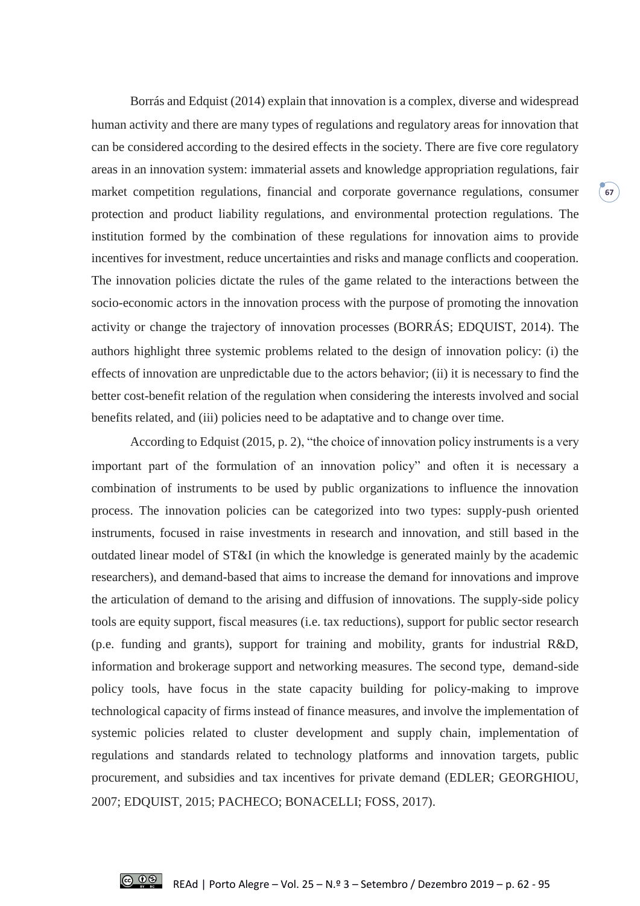Borrás and Edquist (2014) explain that innovation is a complex, diverse and widespread human activity and there are many types of regulations and regulatory areas for innovation that can be considered according to the desired effects in the society. There are five core regulatory areas in an innovation system: immaterial assets and knowledge appropriation regulations, fair market competition regulations, financial and corporate governance regulations, consumer protection and product liability regulations, and environmental protection regulations. The institution formed by the combination of these regulations for innovation aims to provide incentives for investment, reduce uncertainties and risks and manage conflicts and cooperation. The innovation policies dictate the rules of the game related to the interactions between the socio-economic actors in the innovation process with the purpose of promoting the innovation activity or change the trajectory of innovation processes (BORRÁS; EDQUIST, 2014). The authors highlight three systemic problems related to the design of innovation policy: (i) the effects of innovation are unpredictable due to the actors behavior; (ii) it is necessary to find the better cost-benefit relation of the regulation when considering the interests involved and social benefits related, and (iii) policies need to be adaptative and to change over time.

According to Edquist (2015, p. 2), "the choice of innovation policy instruments is a very important part of the formulation of an innovation policy" and often it is necessary a combination of instruments to be used by public organizations to influence the innovation process. The innovation policies can be categorized into two types: supply-push oriented instruments, focused in raise investments in research and innovation, and still based in the outdated linear model of ST&I (in which the knowledge is generated mainly by the academic researchers), and demand-based that aims to increase the demand for innovations and improve the articulation of demand to the arising and diffusion of innovations. The supply-side policy tools are equity support, fiscal measures (i.e. tax reductions), support for public sector research (p.e. funding and grants), support for training and mobility, grants for industrial R&D, information and brokerage support and networking measures. The second type, demand-side policy tools, have focus in the state capacity building for policy-making to improve technological capacity of firms instead of finance measures, and involve the implementation of systemic policies related to cluster development and supply chain, implementation of regulations and standards related to technology platforms and innovation targets, public procurement, and subsidies and tax incentives for private demand (EDLER; GEORGHIOU, 2007; EDQUIST, 2015; PACHECO; BONACELLI; FOSS, 2017).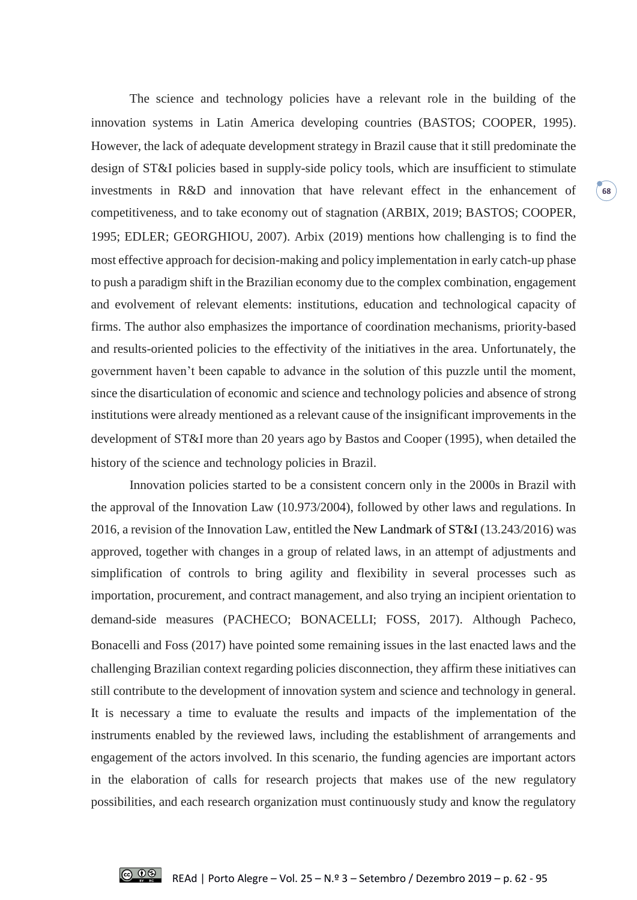The science and technology policies have a relevant role in the building of the innovation systems in Latin America developing countries (BASTOS; COOPER, 1995). However, the lack of adequate development strategy in Brazil cause that it still predominate the design of ST&I policies based in supply-side policy tools, which are insufficient to stimulate investments in R&D and innovation that have relevant effect in the enhancement of competitiveness, and to take economy out of stagnation (ARBIX, 2019; BASTOS; COOPER, 1995; EDLER; GEORGHIOU, 2007). Arbix (2019) mentions how challenging is to find the most effective approach for decision-making and policy implementation in early catch-up phase to push a paradigm shift in the Brazilian economy due to the complex combination, engagement and evolvement of relevant elements: institutions, education and technological capacity of firms. The author also emphasizes the importance of coordination mechanisms, priority-based and results-oriented policies to the effectivity of the initiatives in the area. Unfortunately, the government haven't been capable to advance in the solution of this puzzle until the moment, since the disarticulation of economic and science and technology policies and absence of strong institutions were already mentioned as a relevant cause of the insignificant improvements in the development of ST&I more than 20 years ago by Bastos and Cooper (1995), when detailed the history of the science and technology policies in Brazil.

Innovation policies started to be a consistent concern only in the 2000s in Brazil with the approval of the Innovation Law (10.973/2004), followed by other laws and regulations. In 2016, a revision of the Innovation Law, entitled the New Landmark of ST&I (13.243/2016) was approved, together with changes in a group of related laws, in an attempt of adjustments and simplification of controls to bring agility and flexibility in several processes such as importation, procurement, and contract management, and also trying an incipient orientation to demand-side measures (PACHECO; BONACELLI; FOSS, 2017). Although Pacheco, Bonacelli and Foss (2017) have pointed some remaining issues in the last enacted laws and the challenging Brazilian context regarding policies disconnection, they affirm these initiatives can still contribute to the development of innovation system and science and technology in general. It is necessary a time to evaluate the results and impacts of the implementation of the instruments enabled by the reviewed laws, including the establishment of arrangements and engagement of the actors involved. In this scenario, the funding agencies are important actors in the elaboration of calls for research projects that makes use of the new regulatory possibilities, and each research organization must continuously study and know the regulatory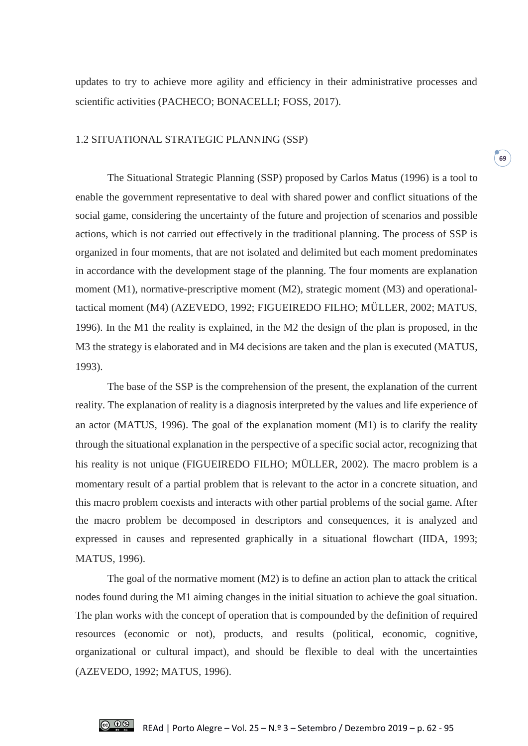updates to try to achieve more agility and efficiency in their administrative processes and scientific activities (PACHECO; BONACELLI; FOSS, 2017).

### 1.2 SITUATIONAL STRATEGIC PLANNING (SSP)

The Situational Strategic Planning (SSP) proposed by Carlos Matus (1996) is a tool to enable the government representative to deal with shared power and conflict situations of the social game, considering the uncertainty of the future and projection of scenarios and possible actions, which is not carried out effectively in the traditional planning. The process of SSP is organized in four moments, that are not isolated and delimited but each moment predominates in accordance with the development stage of the planning. The four moments are explanation moment (M1), normative-prescriptive moment (M2), strategic moment (M3) and operational-tactical moment (M4) (AZEVEDO, 1992; FIGUEIREDO FILHO; MÜLLER, 2002; MATUS, 1996). In the M1 the reality is explained, in the M2 the design of the plan is proposed, in the M3 the strategy is elaborated and in M4 decisions are taken and the plan is executed (MATUS, 1993).

The base of the SSP is the comprehension of the present, the explanation of the current reality. The explanation of reality is a diagnosis interpreted by the values and life experience of an actor (MATUS, 1996). The goal of the explanation moment (M1) is to clarify the reality through the situational explanation in the perspective of a specific social actor, recognizing that his reality is not unique (FIGUEIREDO FILHO; MÜLLER, 2002). The macro problem is a momentary result of a partial problem that is relevant to the actor in a concrete situation, and this macro problem coexists and interacts with other partial problems of the social game. After the macro problem be decomposed in descriptors and consequences, it is analyzed and expressed in causes and represented graphically in a situational flowchart (IIDA, 1993; MATUS, 1996).

The goal of the normative moment (M2) is to define an action plan to attack the critical nodes found during the M1 aiming changes in the initial situation to achieve the goal situation. The plan works with the concept of operation that is compounded by the definition of required resources (economic or not), products, and results (political, economic, cognitive, organizational or cultural impact), and should be flexible to deal with the uncertainties (AZEVEDO, 1992; MATUS, 1996).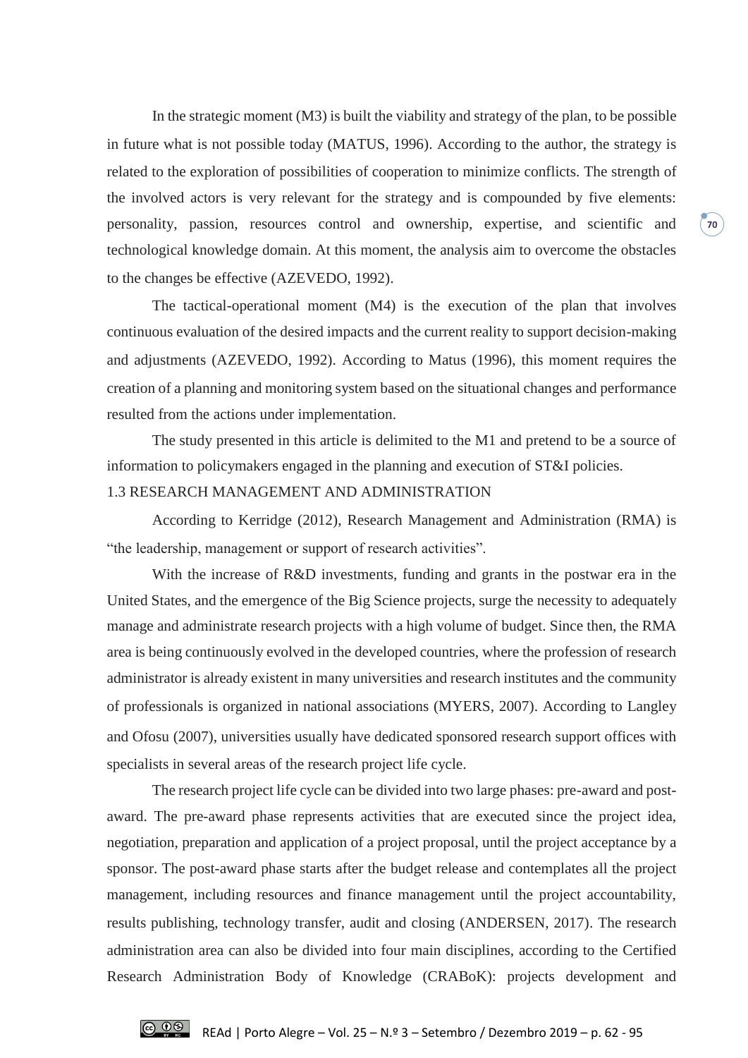In the strategic moment (M3) is built the viability and strategy of the plan, to be possible in future what is not possible today (MATUS, 1996). According to the author, the strategy is related to the exploration of possibilities of cooperation to minimize conflicts. The strength of the involved actors is very relevant for the strategy and is compounded by five elements: personality, passion, resources control and ownership, expertise, and scientific and technological knowledge domain. At this moment, the analysis aim to overcome the obstacles to the changes be effective (AZEVEDO, 1992).

The tactical-operational moment (M4) is the execution of the plan that involves continuous evaluation of the desired impacts and the current reality to support decision-making and adjustments (AZEVEDO, 1992). According to Matus (1996), this moment requires the creation of a planning and monitoring system based on the situational changes and performance resulted from the actions under implementation.

The study presented in this article is delimited to the M1 and pretend to be a source of information to policymakers engaged in the planning and execution of ST&I policies.

## 1.3 RESEARCH MANAGEMENT AND ADMINISTRATION

According to Kerridge (2012), Research Management and Administration (RMA) is "the leadership, management or support of research activities".

With the increase of R&D investments, funding and grants in the postwar era in the United States, and the emergence of the Big Science projects, surge the necessity to adequately manage and administrate research projects with a high volume of budget. Since then, the RMA area is being continuously evolved in the developed countries, where the profession of research administrator is already existent in many universities and research institutes and the community of professionals is organized in national associations (MYERS, 2007). According to Langley and Ofosu (2007), universities usually have dedicated sponsored research support offices with specialists in several areas of the research project life cycle.

The research project life cycle can be divided into two large phases: pre-award and post-award. The pre-award phase represents activities that are executed since the project idea, negotiation, preparation and application of a project proposal, until the project acceptance by a sponsor. The post-award phase starts after the budget release and contemplates all the project management, including resources and finance management until the project accountability, results publishing, technology transfer, audit and closing (ANDERSEN, 2017). The research administration area can also be divided into four main disciplines, according to the Certified Research Administration Body of Knowledge (CRABoK): projects development and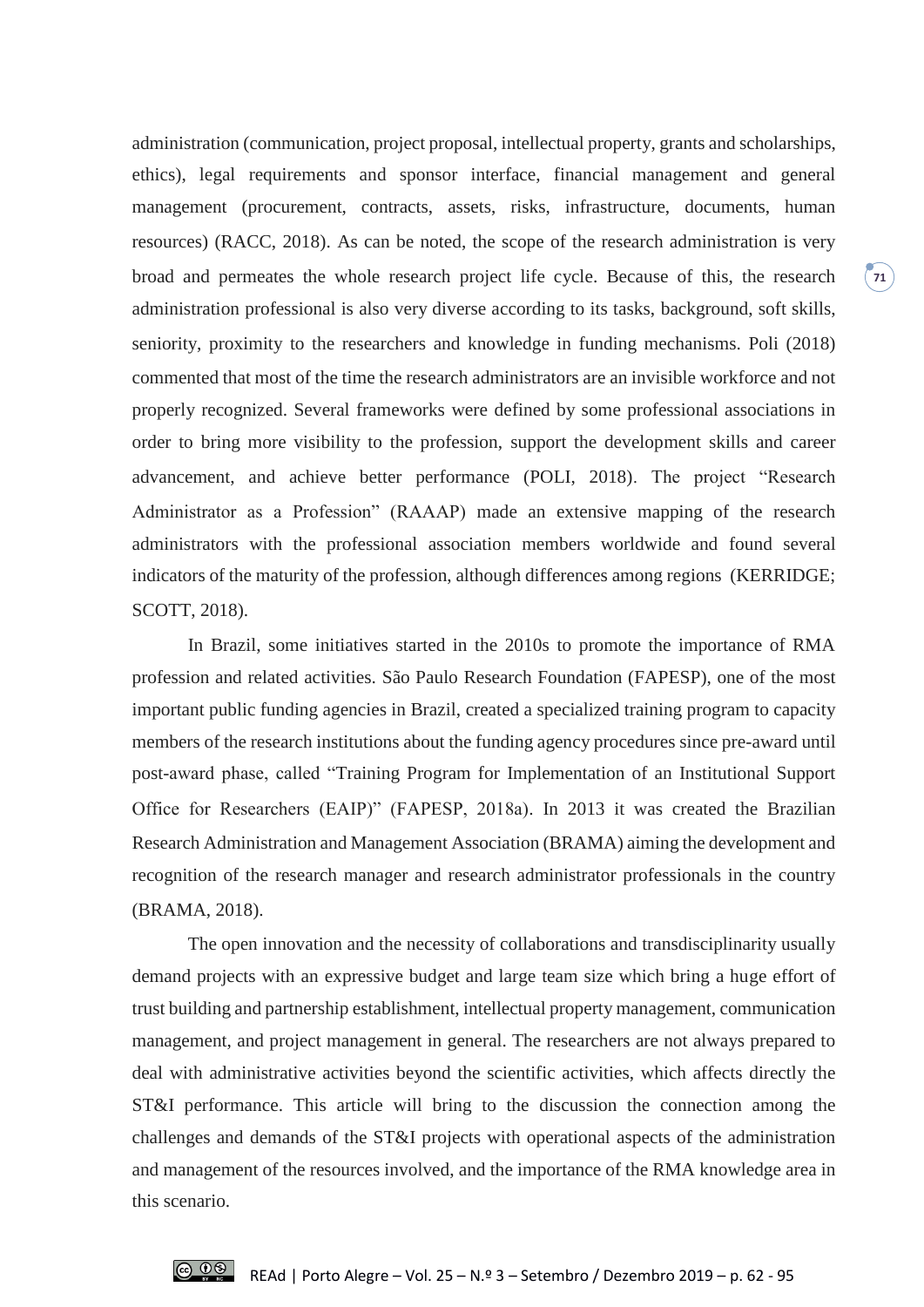administration (communication, project proposal, intellectual property, grants and scholarships, ethics), legal requirements and sponsor interface, financial management and general management (procurement, contracts, assets, risks, infrastructure, documents, human resources) (RACC, 2018). As can be noted, the scope of the research administration is very broad and permeates the whole research project life cycle. Because of this, the research administration professional is also very diverse according to its tasks, background, soft skills, seniority, proximity to the researchers and knowledge in funding mechanisms. Poli (2018) commented that most of the time the research administrators are an invisible workforce and not properly recognized. Several frameworks were defined by some professional associations in order to bring more visibility to the profession, support the development skills and career advancement, and achieve better performance (POLI, 2018). The project "Research Administrator as a Profession" (RAAAP) made an extensive mapping of the research administrators with the professional association members worldwide and found several indicators of the maturity of the profession, although differences among regions (KERRIDGE; SCOTT, 2018).

In Brazil, some initiatives started in the 2010s to promote the importance of RMA profession and related activities. São Paulo Research Foundation (FAPESP), one of the most important public funding agencies in Brazil, created a specialized training program to capacity members of the research institutions about the funding agency procedures since pre-award until post-award phase, called "Training Program for Implementation of an Institutional Support Office for Researchers (EAIP)" (FAPESP, 2018a). In 2013 it was created the Brazilian Research Administration and Management Association (BRAMA) aiming the development and recognition of the research manager and research administrator professionals in the country (BRAMA, 2018).

The open innovation and the necessity of collaborations and transdisciplinarity usually demand projects with an expressive budget and large team size which bring a huge effort of trust building and partnership establishment, intellectual property management, communication management, and project management in general. The researchers are not always prepared to deal with administrative activities beyond the scientific activities, which affects directly the ST&I performance. This article will bring to the discussion the connection among the challenges and demands of the ST&I projects with operational aspects of the administration and management of the resources involved, and the importance of the RMA knowledge area in this scenario.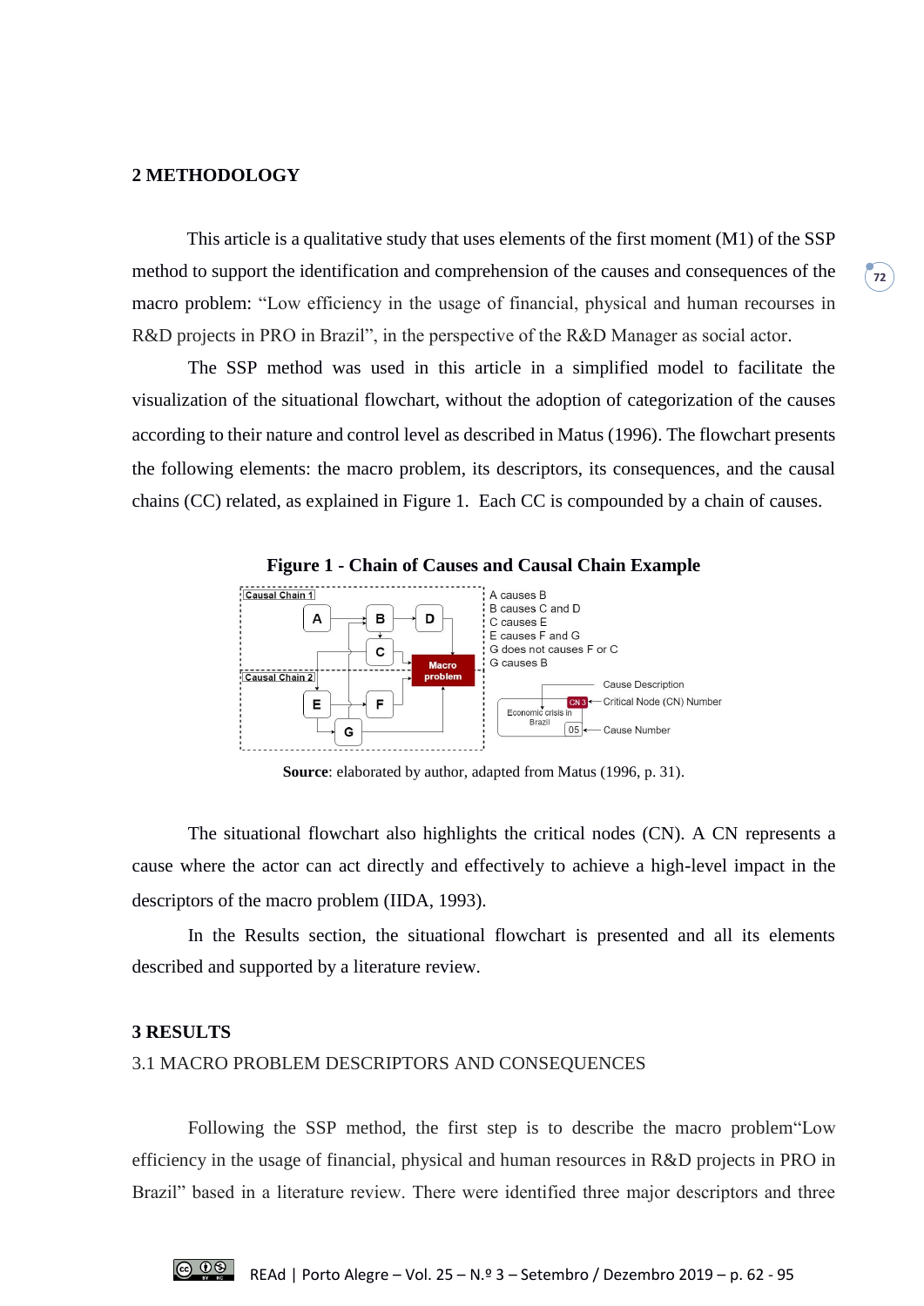## 2 METHODOLOGY

This article is a qualitative study that uses elements of the first moment (M1) of the SSP method to support the identification and comprehension of the causes and consequences of the macro problem: "Low efficiency in the usage of financial, physical and human recourses in R&D projects in PRO in Brazil", in the perspective of the R&D Manager as social actor.

The SSP method was used in this article in a simplified model to facilitate the visualization of the situational flowchart, without the adoption of categorization of the causes according to their nature and control level as described in Matus (1996). The flowchart presents the following elements: the macro problem, its descriptors, its consequences, and the causal chains (CC) related, as explained in Figure 1. Each CC is compounded by a chain of causes.

**Figure 1 - Chain of Causes and Causal Chain Example**

**Source**: elaborated by author, adapted from Matus (1996, p. 31).

The situational flowchart also highlights the critical nodes (CN). A CN represents a cause where the actor can act directly and effectively to achieve a high-level impact in the descriptors of the macro problem (IIDA, 1993).

In the Results section, the situational flowchart is presented and all its elements described and supported by a literature review.

## 3 RESULTS

### 3.1 MACRO PROBLEM DESCRIPTORS AND CONSEQUENCES

Following the SSP method, the first step is to describe the macro problem"Low efficiency in the usage of financial, physical and human resources in R&D projects in PRO in Brazil" based in a literature review. There were identified three major descriptors and three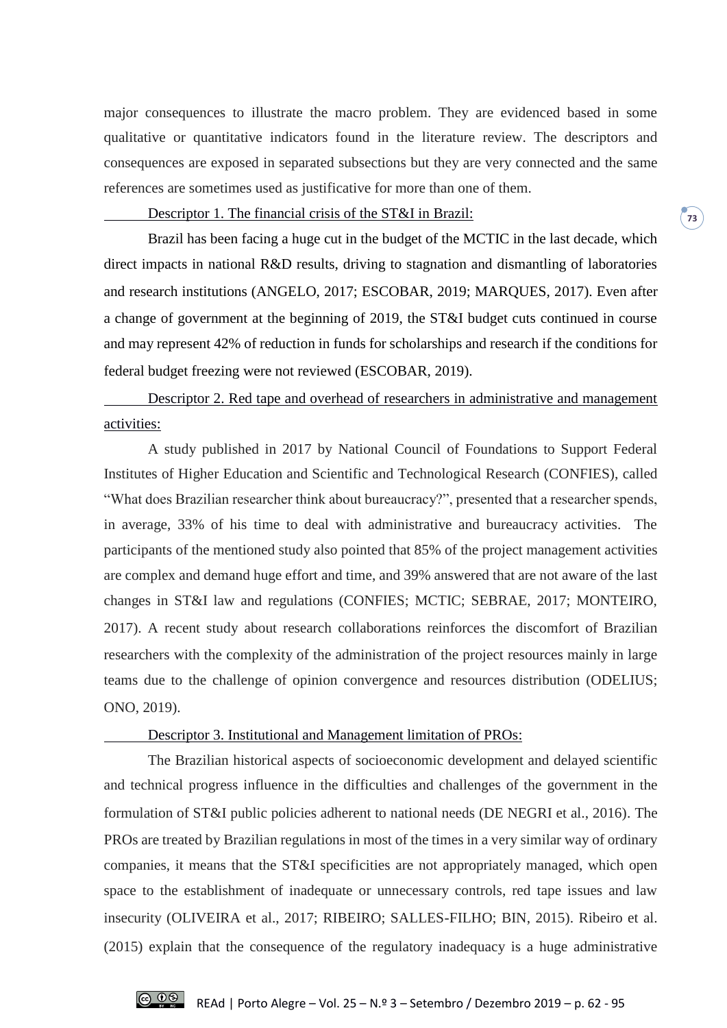major consequences to illustrate the macro problem. They are evidenced based in some qualitative or quantitative indicators found in the literature review. The descriptors and consequences are exposed in separated subsections but they are very connected and the same references are sometimes used as justificative for more than one of them.

Descriptor 1. The financial crisis of the ST&I in Brazil:

Brazil has been facing a huge cut in the budget of the MCTIC in the last decade, which direct impacts in national R&D results, driving to stagnation and dismantling of laboratories and research institutions (ANGELO, 2017; ESCOBAR, 2019; MARQUES, 2017). Even after a change of government at the beginning of 2019, the ST&I budget cuts continued in course and may represent 42% of reduction in funds for scholarships and research if the conditions for federal budget freezing were not reviewed (ESCOBAR, 2019).

Descriptor 2. Red tape and overhead of researchers in administrative and management activities:

A study published in 2017 by National Council of Foundations to Support Federal Institutes of Higher Education and Scientific and Technological Research (CONFIES), called "What does Brazilian researcher think about bureaucracy?", presented that a researcher spends, in average, 33% of his time to deal with administrative and bureaucracy activities. The participants of the mentioned study also pointed that 85% of the project management activities are complex and demand huge effort and time, and 39% answered that are not aware of the last changes in ST&I law and regulations (CONFIES; MCTIC; SEBRAE, 2017; MONTEIRO, 2017). A recent study about research collaborations reinforces the discomfort of Brazilian researchers with the complexity of the administration of the project resources mainly in large teams due to the challenge of opinion convergence and resources distribution (ODELIUS; ONO, 2019).

Descriptor 3. Institutional and Management limitation of PROs:

The Brazilian historical aspects of socioeconomic development and delayed scientific and technical progress influence in the difficulties and challenges of the government in the formulation of ST&I public policies adherent to national needs (DE NEGRI et al., 2016). The PROs are treated by Brazilian regulations in most of the times in a very similar way of ordinary companies, it means that the ST&I specificities are not appropriately managed, which open space to the establishment of inadequate or unnecessary controls, red tape issues and law insecurity (OLIVEIRA et al., 2017; RIBEIRO; SALLES-FILHO; BIN, 2015). Ribeiro et al. (2015) explain that the consequence of the regulatory inadequacy is a huge administrative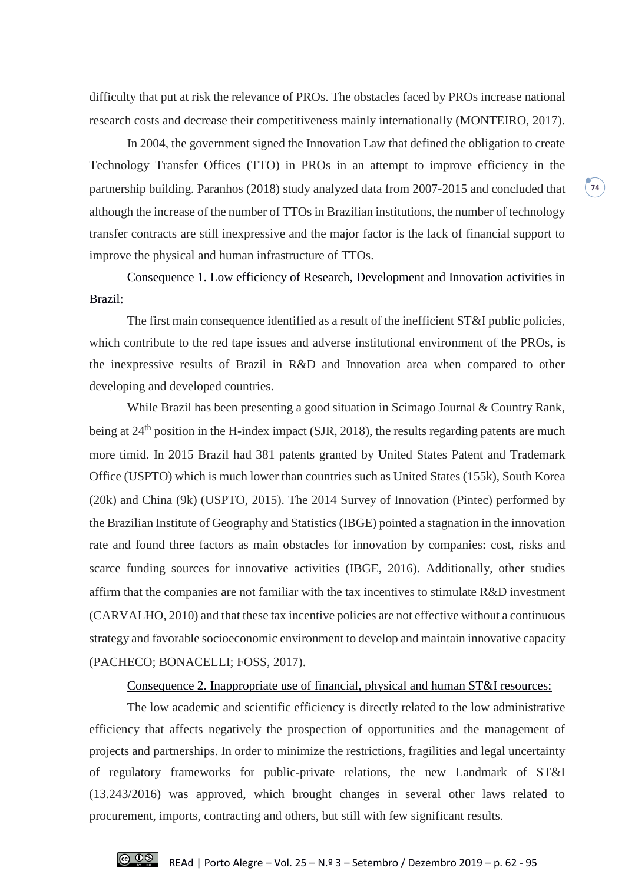difficulty that put at risk the relevance of PROs. The obstacles faced by PROs increase national research costs and decrease their competitiveness mainly internationally (MONTEIRO, 2017).

In 2004, the government signed the Innovation Law that defined the obligation to create Technology Transfer Offices (TTO) in PROs in an attempt to improve efficiency in the partnership building. Paranhos (2018) study analyzed data from 2007-2015 and concluded that although the increase of the number of TTOs in Brazilian institutions, the number of technology transfer contracts are still inexpressive and the major factor is the lack of financial support to improve the physical and human infrastructure of TTOs.

<u>Consequence 1. Low efficiency of Research, Development and Innovation activities in Brazil:</u>

The first main consequence identified as a result of the inefficient ST&I public policies, which contribute to the red tape issues and adverse institutional environment of the PROs, is the inexpressive results of Brazil in R&D and Innovation area when compared to other developing and developed countries.

While Brazil has been presenting a good situation in Scimago Journal & Country Rank, being at 24$^{th}$ position in the H-index impact (SJR, 2018), the results regarding patents are much more timid. In 2015 Brazil had 381 patents granted by United States Patent and Trademark Office (USPTO) which is much lower than countries such as United States (155k), South Korea (20k) and China (9k) (USPTO, 2015). The 2014 Survey of Innovation (Pintec) performed by the Brazilian Institute of Geography and Statistics (IBGE) pointed a stagnation in the innovation rate and found three factors as main obstacles for innovation by companies: cost, risks and scarce funding sources for innovative activities (IBGE, 2016). Additionally, other studies affirm that the companies are not familiar with the tax incentives to stimulate R&D investment (CARVALHO, 2010) and that these tax incentive policies are not effective without a continuous strategy and favorable socioeconomic environment to develop and maintain innovative capacity (PACHECO; BONACELLI; FOSS, 2017).

<u>Consequence 2. Inappropriate use of financial, physical and human ST&I resources:</u>

The low academic and scientific efficiency is directly related to the low administrative efficiency that affects negatively the prospection of opportunities and the management of projects and partnerships. In order to minimize the restrictions, fragilities and legal uncertainty of regulatory frameworks for public-private relations, the new Landmark of ST&I (13.243/2016) was approved, which brought changes in several other laws related to procurement, imports, contracting and others, but still with few significant results.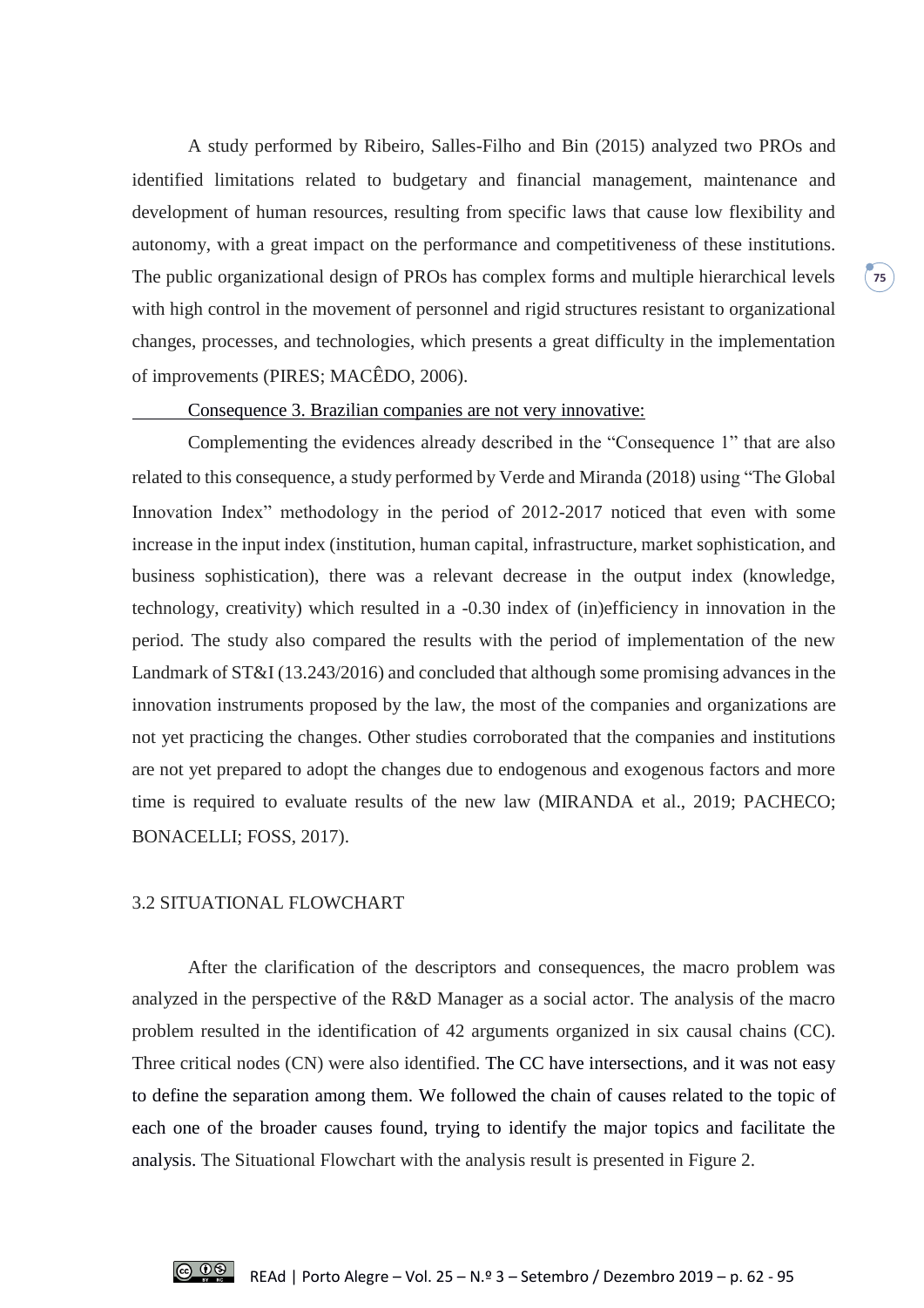A study performed by Ribeiro, Salles-Filho and Bin (2015) analyzed two PROs and identified limitations related to budgetary and financial management, maintenance and development of human resources, resulting from specific laws that cause low flexibility and autonomy, with a great impact on the performance and competitiveness of these institutions. The public organizational design of PROs has complex forms and multiple hierarchical levels with high control in the movement of personnel and rigid structures resistant to organizational changes, processes, and technologies, which presents a great difficulty in the implementation of improvements (PIRES; MACÊDO, 2006).

Consequence 3. Brazilian companies are not very innovative:

Complementing the evidences already described in the "Consequence 1" that are also related to this consequence, a study performed by Verde and Miranda (2018) using "The Global Innovation Index" methodology in the period of 2012-2017 noticed that even with some increase in the input index (institution, human capital, infrastructure, market sophistication, and business sophistication), there was a relevant decrease in the output index (knowledge, technology, creativity) which resulted in a -0.30 index of (in)efficiency in innovation in the period. The study also compared the results with the period of implementation of the new Landmark of ST&I (13.243/2016) and concluded that although some promising advances in the innovation instruments proposed by the law, the most of the companies and organizations are not yet practicing the changes. Other studies corroborated that the companies and institutions are not yet prepared to adopt the changes due to endogenous and exogenous factors and more time is required to evaluate results of the new law (MIRANDA et al., 2019; PACHECO; BONACELLI; FOSS, 2017).

## 3.2 SITUATIONAL FLOWCHART

After the clarification of the descriptors and consequences, the macro problem was analyzed in the perspective of the R&D Manager as a social actor. The analysis of the macro problem resulted in the identification of 42 arguments organized in six causal chains (CC). Three critical nodes (CN) were also identified. The CC have intersections, and it was not easy to define the separation among them. We followed the chain of causes related to the topic of each one of the broader causes found, trying to identify the major topics and facilitate the analysis. The Situational Flowchart with the analysis result is presented in Figure 2.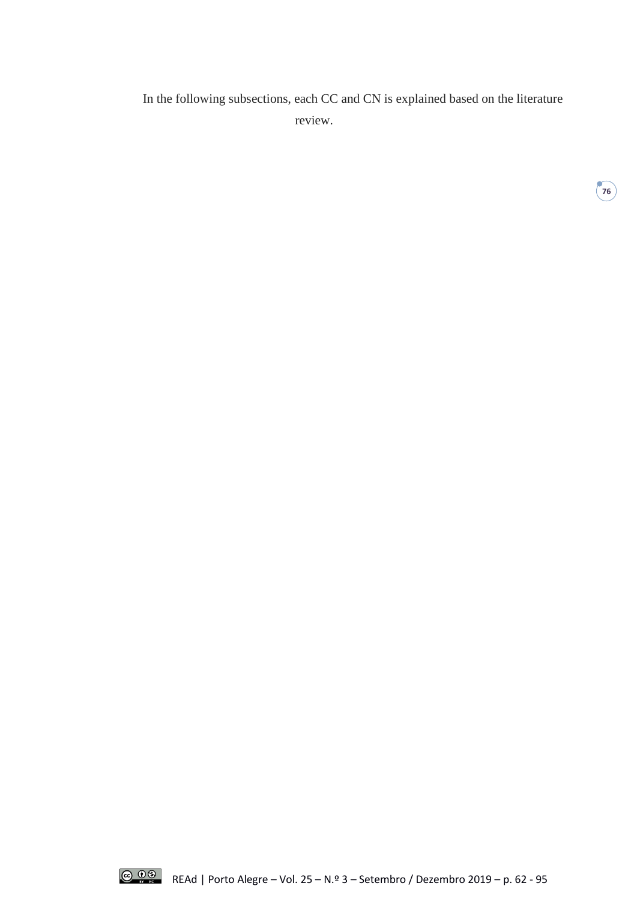In the following subsections, each CC and CN is explained based on the literature review.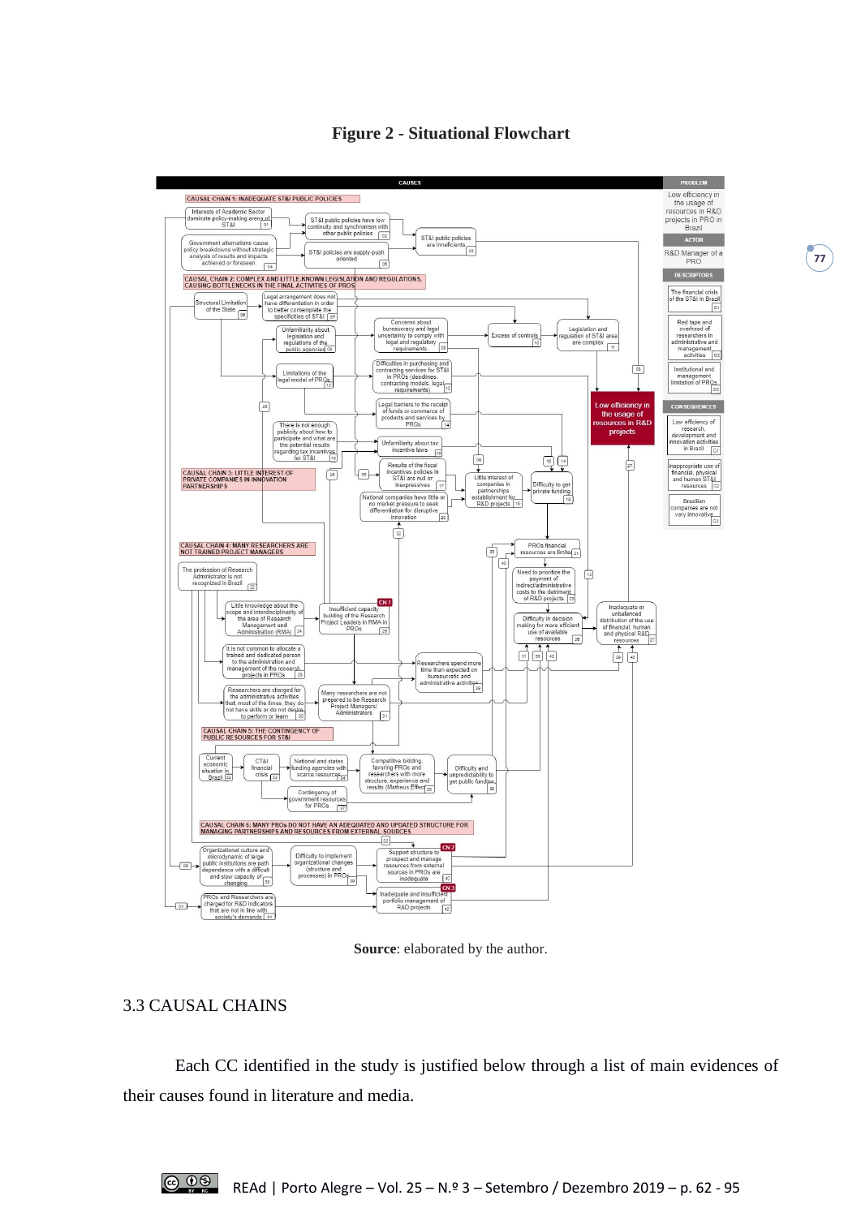**Figure 2 - Situational Flowchart**

**Source**: elaborated by the author.

## 3.3 CAUSAL CHAINS

Each CC identified in the study is justified below through a list of main evidences of their causes found in literature and media.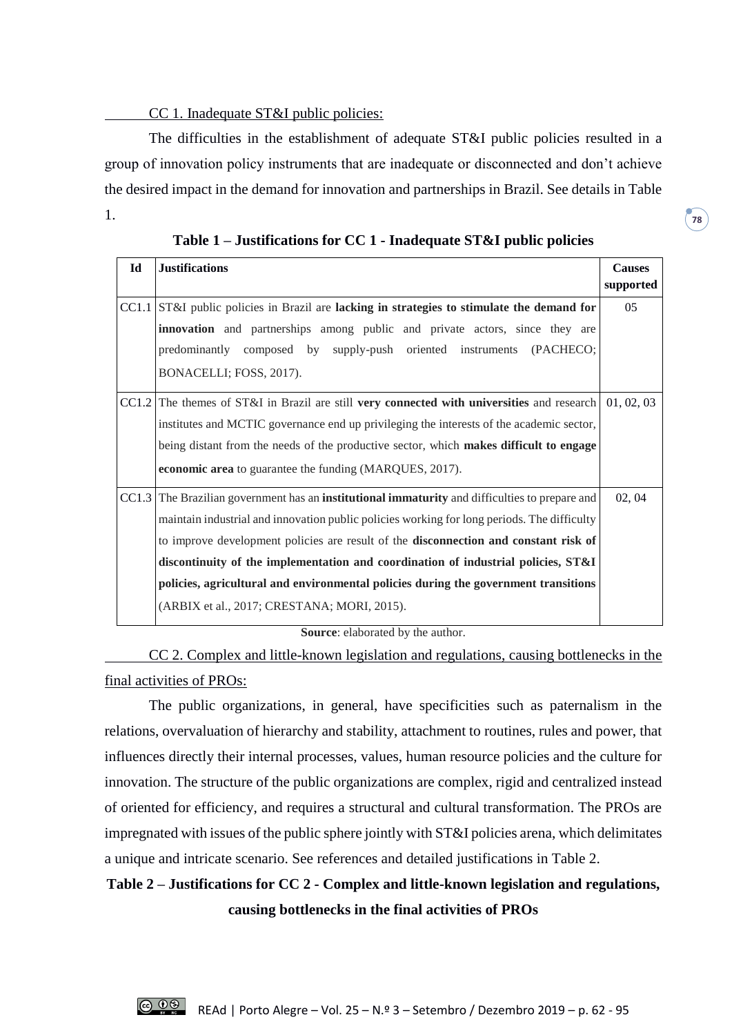CC 1. Inadequate ST&I public policies:

The difficulties in the establishment of adequate ST&I public policies resulted in a group of innovation policy instruments that are inadequate or disconnected and don't achieve the desired impact in the demand for innovation and partnerships in Brazil. See details in Table 1.

**Table 1 – Justifications for CC 1 - Inadequate ST&I public policies**

| Id | Justifications | Causes supported |
|---|---|---|
| CC1.1 | ST&I public policies in Brazil are **lacking in strategies to stimulate the demand for innovation** and partnerships among public and private actors, since they are predominantly composed by supply-push oriented instruments (PACHECO; BONACELLI; FOSS, 2017). | 05 |
| CC1.2 | The themes of ST&I in Brazil are still **very connected with universities** and research institutes and MCTIC governance end up privileging the interests of the academic sector, being distant from the needs of the productive sector, which **makes difficult to engage economic area** to guarantee the funding (MARQUES, 2017). | 01, 02, 03 |
| CC1.3 | The Brazilian government has an **institutional immaturity** and difficulties to prepare and maintain industrial and innovation public policies working for long periods. The difficulty to improve development policies are result of the **disconnection and constant risk of discontinuity of the implementation and coordination of industrial policies, ST&I policies, agricultural and environmental policies during the government transitions** (ARBIX et al., 2017; CRESTANA; MORI, 2015). | 02, 04 |

**Source**: elaborated by the author.

CC 2. Complex and little-known legislation and regulations, causing bottlenecks in the final activities of PROs:

The public organizations, in general, have specificities such as paternalism in the relations, overvaluation of hierarchy and stability, attachment to routines, rules and power, that influences directly their internal processes, values, human resource policies and the culture for innovation. The structure of the public organizations are complex, rigid and centralized instead of oriented for efficiency, and requires a structural and cultural transformation. The PROs are impregnated with issues of the public sphere jointly with ST&I policies arena, which delimitates a unique and intricate scenario. See references and detailed justifications in Table 2.

**Table 2 – Justifications for CC 2 - Complex and little-known legislation and regulations, causing bottlenecks in the final activities of PROs**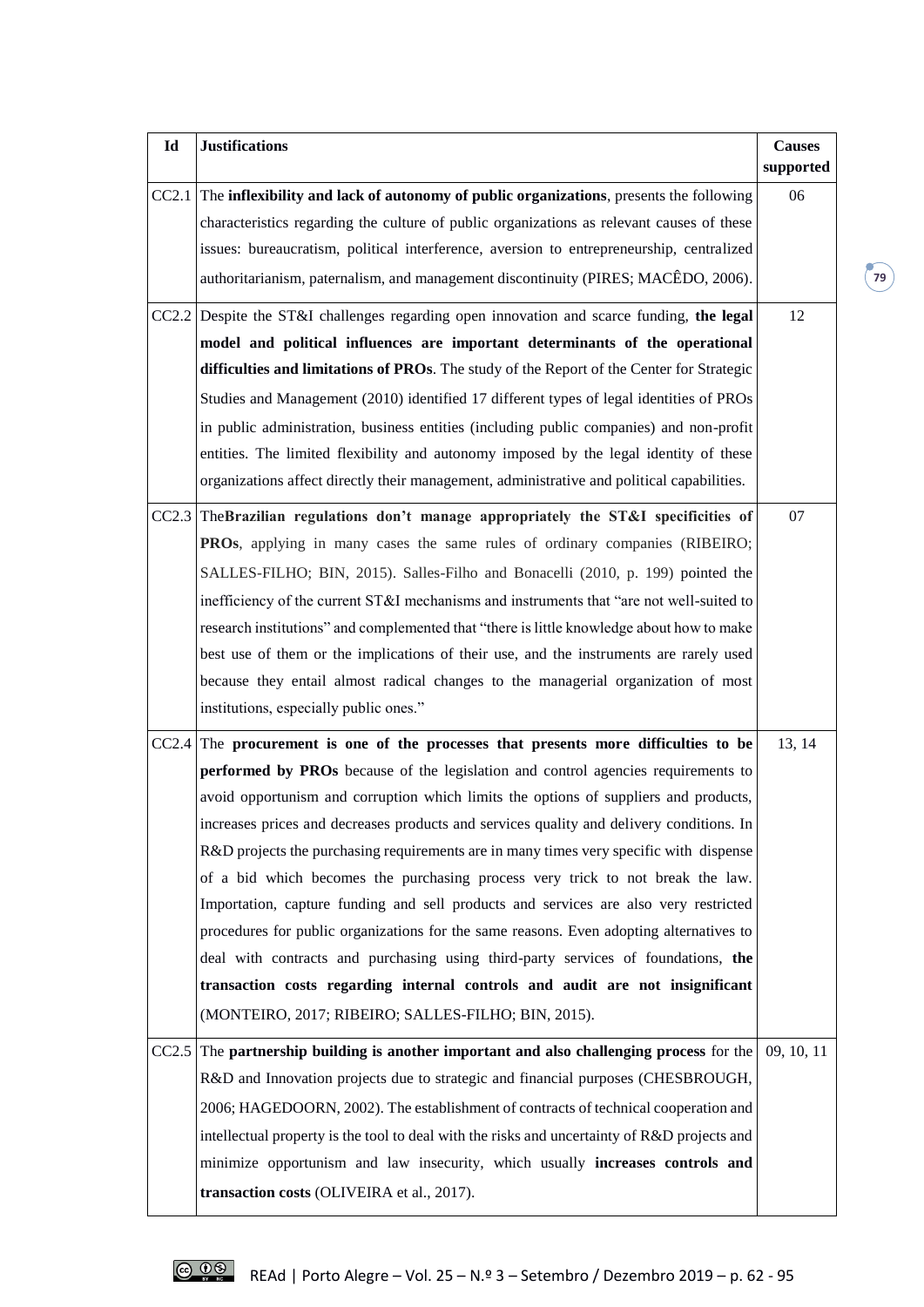| Id | Justifications | Causes supported |
|---|---|---|
| CC2.1 | The **inflexibility and lack of autonomy of public organizations**, presents the following characteristics regarding the culture of public organizations as relevant causes of these issues: bureaucratism, political interference, aversion to entrepreneurship, centralized authoritarianism, paternalism, and management discontinuity (PIRES; MACÊDO, 2006). | 06 |
| CC2.2 | Despite the ST&I challenges regarding open innovation and scarce funding, **the legal model and political influences are important determinants of the operational difficulties and limitations of PROs**. The study of the Report of the Center for Strategic Studies and Management (2010) identified 17 different types of legal identities of PROs in public administration, business entities (including public companies) and non-profit entities. The limited flexibility and autonomy imposed by the legal identity of these organizations affect directly their management, administrative and political capabilities. | 12 |
| CC2.3 | The**Brazilian regulations don't manage appropriately the ST&I specificities of PROs**, applying in many cases the same rules of ordinary companies (RIBEIRO; SALLES-FILHO; BIN, 2015). Salles-Filho and Bonacelli (2010, p. 199) pointed the inefficiency of the current ST&I mechanisms and instruments that "are not well-suited to research institutions" and complemented that "there is little knowledge about how to make best use of them or the implications of their use, and the instruments are rarely used because they entail almost radical changes to the managerial organization of most institutions, especially public ones." | 07 |
| CC2.4 | The **procurement is one of the processes that presents more difficulties to be performed by PROs** because of the legislation and control agencies requirements to avoid opportunism and corruption which limits the options of suppliers and products, increases prices and decreases products and services quality and delivery conditions. In R&D projects the purchasing requirements are in many times very specific with dispense of a bid which becomes the purchasing process very trick to not break the law. Importation, capture funding and sell products and services are also very restricted procedures for public organizations for the same reasons. Even adopting alternatives to deal with contracts and purchasing using third-party services of foundations, **the transaction costs regarding internal controls and audit are not insignificant** (MONTEIRO, 2017; RIBEIRO; SALLES-FILHO; BIN, 2015). | 13, 14 |
| CC2.5 | The **partnership building is another important and also challenging process** for the R&D and Innovation projects due to strategic and financial purposes (CHESBROUGH, 2006; HAGEDOORN, 2002). The establishment of contracts of technical cooperation and intellectual property is the tool to deal with the risks and uncertainty of R&D projects and minimize opportunism and law insecurity, which usually **increases controls and transaction costs** (OLIVEIRA et al., 2017). | 09, 10, 11 |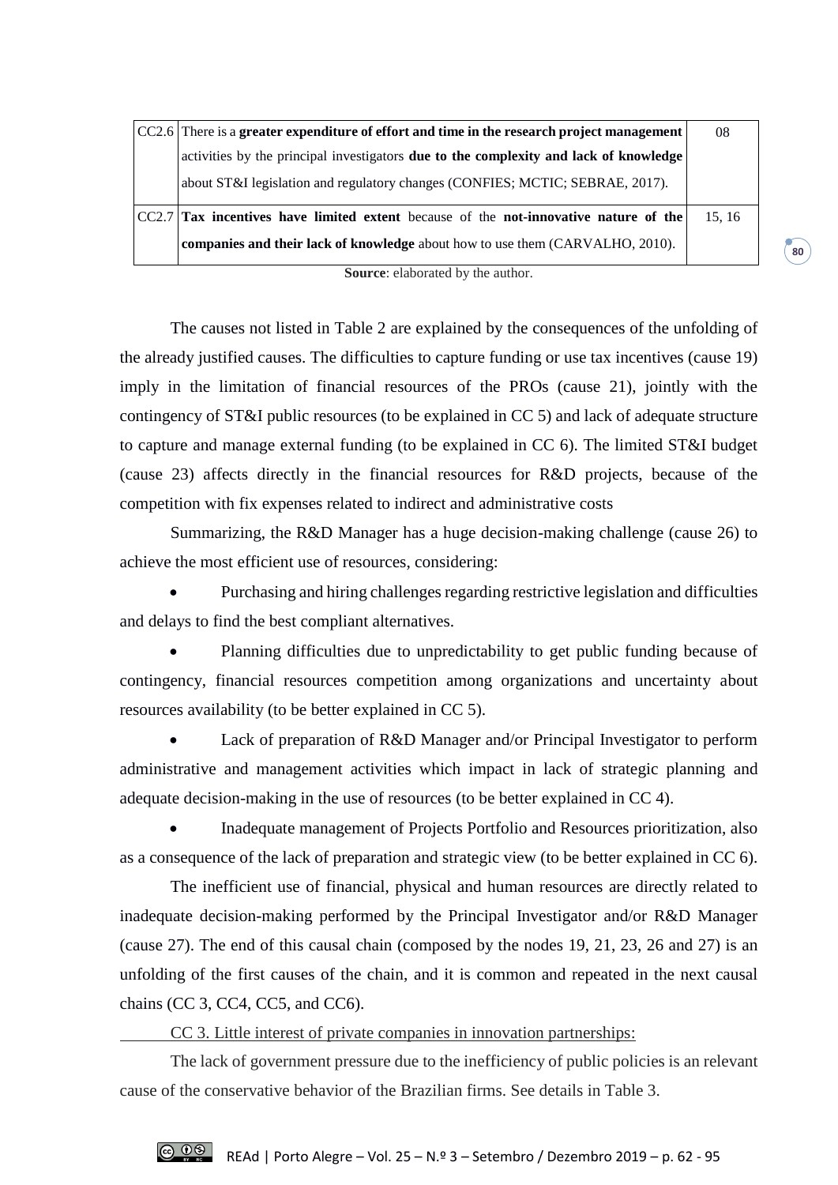| | | |
|---|---|---|
| CC2.6 | There is a **greater expenditure of effort and time in the research project management** activities by the principal investigators **due to the complexity and lack of knowledge** about ST&I legislation and regulatory changes (CONFIES; MCTIC; SEBRAE, 2017). | 08 |
| CC2.7 | **Tax incentives have limited extent** because of the **not-innovative nature of the companies and their lack of knowledge** about how to use them (CARVALHO, 2010). | 15, 16 |

**Source**: elaborated by the author.

The causes not listed in Table 2 are explained by the consequences of the unfolding of the already justified causes. The difficulties to capture funding or use tax incentives (cause 19) imply in the limitation of financial resources of the PROs (cause 21), jointly with the contingency of ST&I public resources (to be explained in CC 5) and lack of adequate structure to capture and manage external funding (to be explained in CC 6). The limited ST&I budget (cause 23) affects directly in the financial resources for R&D projects, because of the competition with fix expenses related to indirect and administrative costs

Summarizing, the R&D Manager has a huge decision-making challenge (cause 26) to achieve the most efficient use of resources, considering:

- Purchasing and hiring challenges regarding restrictive legislation and difficulties and delays to find the best compliant alternatives.
- Planning difficulties due to unpredictability to get public funding because of contingency, financial resources competition among organizations and uncertainty about resources availability (to be better explained in CC 5).
- Lack of preparation of R&D Manager and/or Principal Investigator to perform administrative and management activities which impact in lack of strategic planning and adequate decision-making in the use of resources (to be better explained in CC 4).
- Inadequate management of Projects Portfolio and Resources prioritization, also as a consequence of the lack of preparation and strategic view (to be better explained in CC 6).

The inefficient use of financial, physical and human resources are directly related to inadequate decision-making performed by the Principal Investigator and/or R&D Manager (cause 27). The end of this causal chain (composed by the nodes 19, 21, 23, 26 and 27) is an unfolding of the first causes of the chain, and it is common and repeated in the next causal chains (CC 3, CC4, CC5, and CC6).

CC 3. Little interest of private companies in innovation partnerships:

The lack of government pressure due to the inefficiency of public policies is an relevant cause of the conservative behavior of the Brazilian firms. See details in Table 3.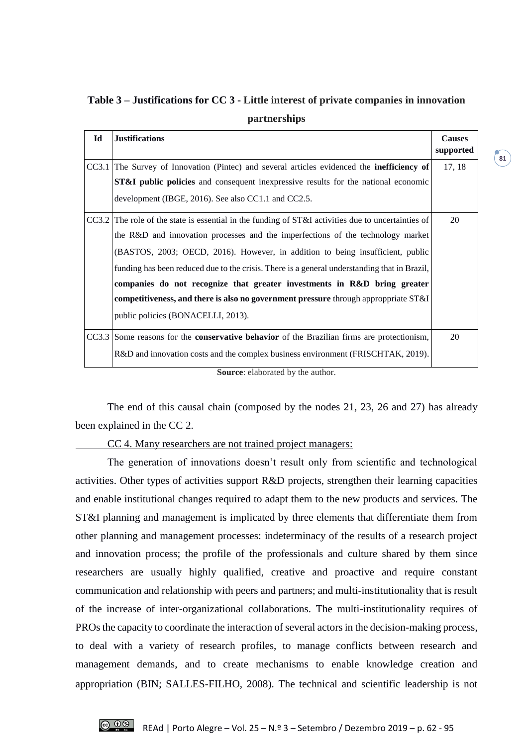**Table 3 – Justifications for CC 3 - Little interest of private companies in innovation partnerships**

| Id | Justifications | Causes supported |
|---|---|---|
| CC3.1 | The Survey of Innovation (Pintec) and several articles evidenced the **inefficiency of ST&I public policies** and consequent inexpressive results for the national economic development (IBGE, 2016). See also CC1.1 and CC2.5. | 17, 18 |
| CC3.2 | The role of the state is essential in the funding of ST&I activities due to uncertainties of the R&D and innovation processes and the imperfections of the technology market (BASTOS, 2003; OECD, 2016). However, in addition to being insufficient, public funding has been reduced due to the crisis. There is a general understanding that in Brazil, **companies do not recognize that greater investments in R&D bring greater competitiveness, and there is also no government pressure** through approppriate ST&I public policies (BONACELLI, 2013). | 20 |
| CC3.3 | Some reasons for the **conservative behavior** of the Brazilian firms are protectionism, R&D and innovation costs and the complex business environment (FRISCHTAK, 2019). | 20 |

**Source**: elaborated by the author.

The end of this causal chain (composed by the nodes 21, 23, 26 and 27) has already been explained in the CC 2.

CC 4. Many researchers are not trained project managers:

The generation of innovations doesn't result only from scientific and technological activities. Other types of activities support R&D projects, strengthen their learning capacities and enable institutional changes required to adapt them to the new products and services. The ST&I planning and management is implicated by three elements that differentiate them from other planning and management processes: indeterminacy of the results of a research project and innovation process; the profile of the professionals and culture shared by them since researchers are usually highly qualified, creative and proactive and require constant communication and relationship with peers and partners; and multi-institutionality that is result of the increase of inter-organizational collaborations. The multi-institutionality requires of PROs the capacity to coordinate the interaction of several actors in the decision-making process, to deal with a variety of research profiles, to manage conflicts between research and management demands, and to create mechanisms to enable knowledge creation and appropriation (BIN; SALLES-FILHO, 2008). The technical and scientific leadership is not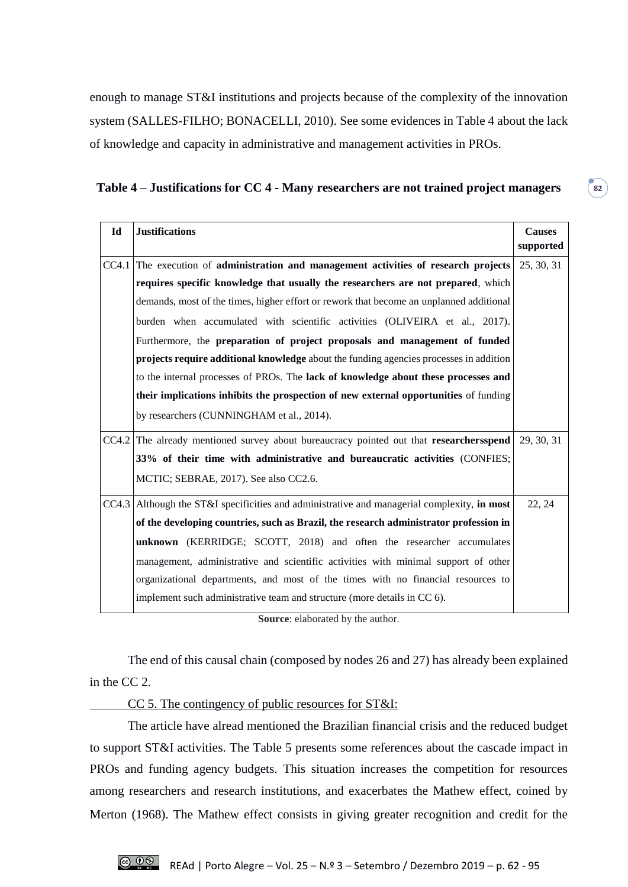enough to manage ST&I institutions and projects because of the complexity of the innovation system (SALLES-FILHO; BONACELLI, 2010). See some evidences in Table 4 about the lack of knowledge and capacity in administrative and management activities in PROs.

**Table 4 – Justifications for CC 4 - Many researchers are not trained project managers**

| Id | Justifications | Causes supported |
|---|---|---|
| CC4.1 | The execution of **administration and management activities of research projects requires specific knowledge that usually the researchers are not prepared**, which demands, most of the times, higher effort or rework that become an unplanned additional burden when accumulated with scientific activities (OLIVEIRA et al., 2017). Furthermore, the **preparation of project proposals and management of funded projects require additional knowledge** about the funding agencies processes in addition to the internal processes of PROs. The **lack of knowledge about these processes and their implications inhibits the prospection of new external opportunities** of funding by researchers (CUNNINGHAM et al., 2014). | 25, 30, 31 |
| CC4.2 | The already mentioned survey about bureaucracy pointed out that **researchersspend 33% of their time with administrative and bureaucratic activities** (CONFIES; MCTIC; SEBRAE, 2017). See also CC2.6. | 29, 30, 31 |
| CC4.3 | Although the ST&I specificities and administrative and managerial complexity, **in most of the developing countries, such as Brazil, the research administrator profession in unknown** (KERRIDGE; SCOTT, 2018) and often the researcher accumulates management, administrative and scientific activities with minimal support of other organizational departments, and most of the times with no financial resources to implement such administrative team and structure (more details in CC 6). | 22, 24 |

**Source**: elaborated by the author.

The end of this causal chain (composed by nodes 26 and 27) has already been explained in the CC 2.

CC 5. The contingency of public resources for ST&I:

The article have alread mentioned the Brazilian financial crisis and the reduced budget to support ST&I activities. The Table 5 presents some references about the cascade impact in PROs and funding agency budgets. This situation increases the competition for resources among researchers and research institutions, and exacerbates the Mathew effect, coined by Merton (1968). The Mathew effect consists in giving greater recognition and credit for the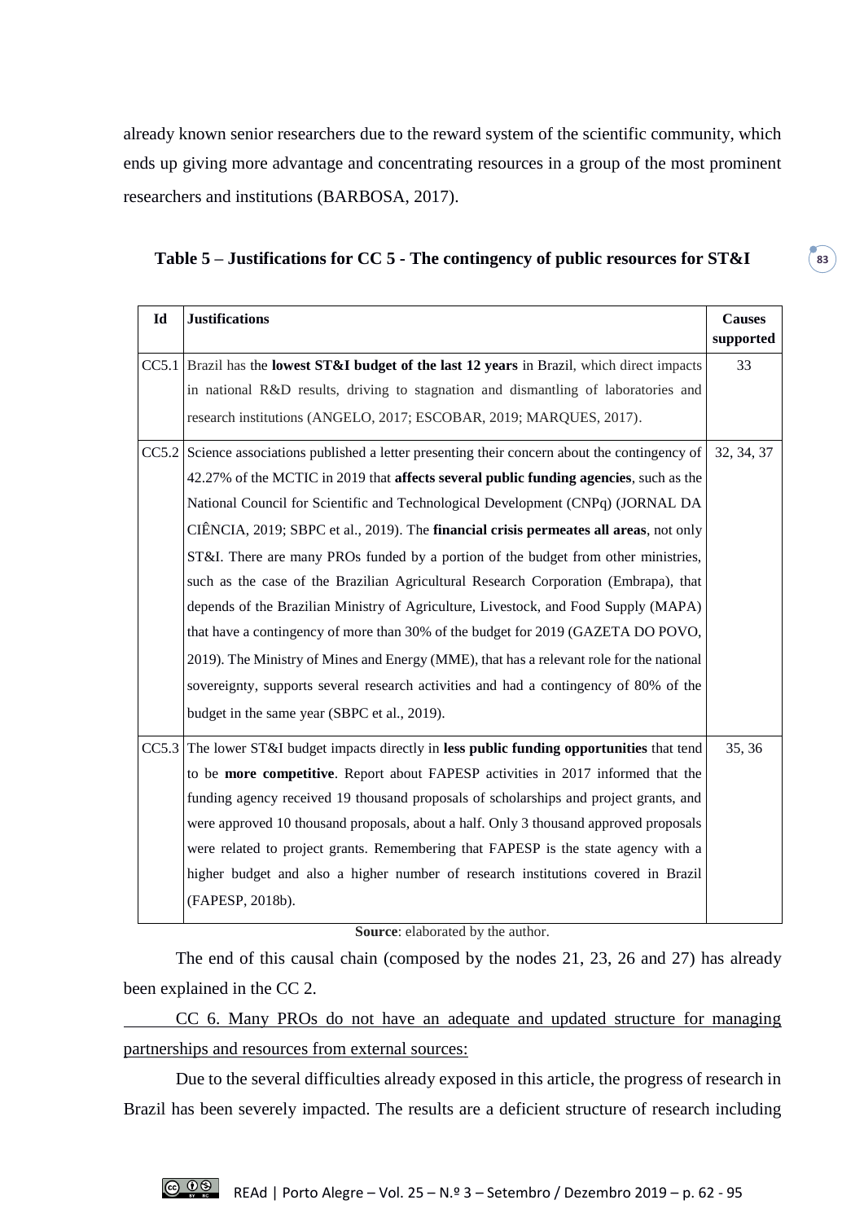already known senior researchers due to the reward system of the scientific community, which ends up giving more advantage and concentrating resources in a group of the most prominent researchers and institutions (BARBOSA, 2017).

**Table 5 – Justifications for CC 5 - The contingency of public resources for ST&I**

| Id | Justifications | Causes supported |
|---|---|---|
| CC5.1 | Brazil has the **lowest ST&I budget of the last 12 years** in Brazil, which direct impacts in national R&D results, driving to stagnation and dismantling of laboratories and research institutions (ANGELO, 2017; ESCOBAR, 2019; MARQUES, 2017). | 33 |
| CC5.2 | Science associations published a letter presenting their concern about the contingency of 42.27% of the MCTIC in 2019 that **affects several public funding agencies**, such as the National Council for Scientific and Technological Development (CNPq) (JORNAL DA CIÊNCIA, 2019; SBPC et al., 2019). The **financial crisis permeates all areas**, not only ST&I. There are many PROs funded by a portion of the budget from other ministries, such as the case of the Brazilian Agricultural Research Corporation (Embrapa), that depends of the Brazilian Ministry of Agriculture, Livestock, and Food Supply (MAPA) that have a contingency of more than 30% of the budget for 2019 (GAZETA DO POVO, 2019). The Ministry of Mines and Energy (MME), that has a relevant role for the national sovereignty, supports several research activities and had a contingency of 80% of the budget in the same year (SBPC et al., 2019). | 32, 34, 37 |
| CC5.3 | The lower ST&I budget impacts directly in **less public funding opportunities** that tend to be **more competitive**. Report about FAPESP activities in 2017 informed that the funding agency received 19 thousand proposals of scholarships and project grants, and were approved 10 thousand proposals, about a half. Only 3 thousand approved proposals were related to project grants. Remembering that FAPESP is the state agency with a higher budget and also a higher number of research institutions covered in Brazil (FAPESP, 2018b). | 35, 36 |

**Source**: elaborated by the author.

The end of this causal chain (composed by the nodes 21, 23, 26 and 27) has already been explained in the CC 2.

CC 6. Many PROs do not have an adequate and updated structure for managing partnerships and resources from external sources:

Due to the several difficulties already exposed in this article, the progress of research in Brazil has been severely impacted. The results are a deficient structure of research including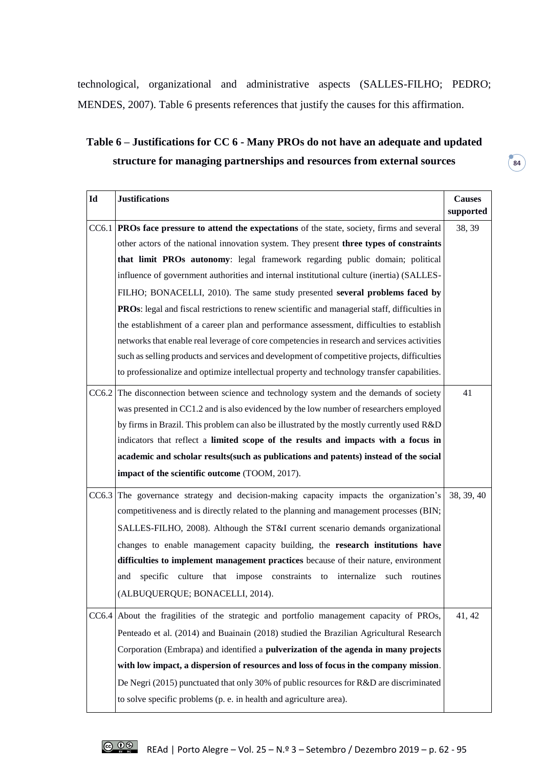technological, organizational and administrative aspects (SALLES-FILHO; PEDRO; MENDES, 2007). Table 6 presents references that justify the causes for this affirmation.

**Table 6 – Justifications for CC 6 - Many PROs do not have an adequate and updated structure for managing partnerships and resources from external sources**

| Id | Justifications | Causes supported |
|---|---|---|
| CC6.1 | **PROs face pressure to attend the expectations** of the state, society, firms and several other actors of the national innovation system. They present **three types of constraints that limit PROs autonomy**: legal framework regarding public domain; political influence of government authorities and internal institutional culture (inertia) (SALLES-FILHO; BONACELLI, 2010). The same study presented **several problems faced by PROs**: legal and fiscal restrictions to renew scientific and managerial staff, difficulties in the establishment of a career plan and performance assessment, difficulties to establish networks that enable real leverage of core competencies in research and services activities such as selling products and services and development of competitive projects, difficulties to professionalize and optimize intellectual property and technology transfer capabilities. | 38, 39 |
| CC6.2 | The disconnection between science and technology system and the demands of society was presented in CC1.2 and is also evidenced by the low number of researchers employed by firms in Brazil. This problem can also be illustrated by the mostly currently used R&D indicators that reflect a **limited scope of the results and impacts with a focus in academic and scholar results(such as publications and patents) instead of the social impact of the scientific outcome** (TOOM, 2017). | 41 |
| CC6.3 | The governance strategy and decision-making capacity impacts the organization's competitiveness and is directly related to the planning and management processes (BIN; SALLES-FILHO, 2008). Although the ST&I current scenario demands organizational changes to enable management capacity building, the **research institutions have difficulties to implement management practices** because of their nature, environment and specific culture that impose constraints to internalize such routines (ALBUQUERQUE; BONACELLI, 2014). | 38, 39, 40 |
| CC6.4 | About the fragilities of the strategic and portfolio management capacity of PROs, Penteado et al. (2014) and Buainain (2018) studied the Brazilian Agricultural Research Corporation (Embrapa) and identified a **pulverization of the agenda in many projects with low impact, a dispersion of resources and loss of focus in the company mission**. De Negri (2015) punctuated that only 30% of public resources for R&D are discriminated to solve specific problems (p. e. in health and agriculture area). | 41, 42 |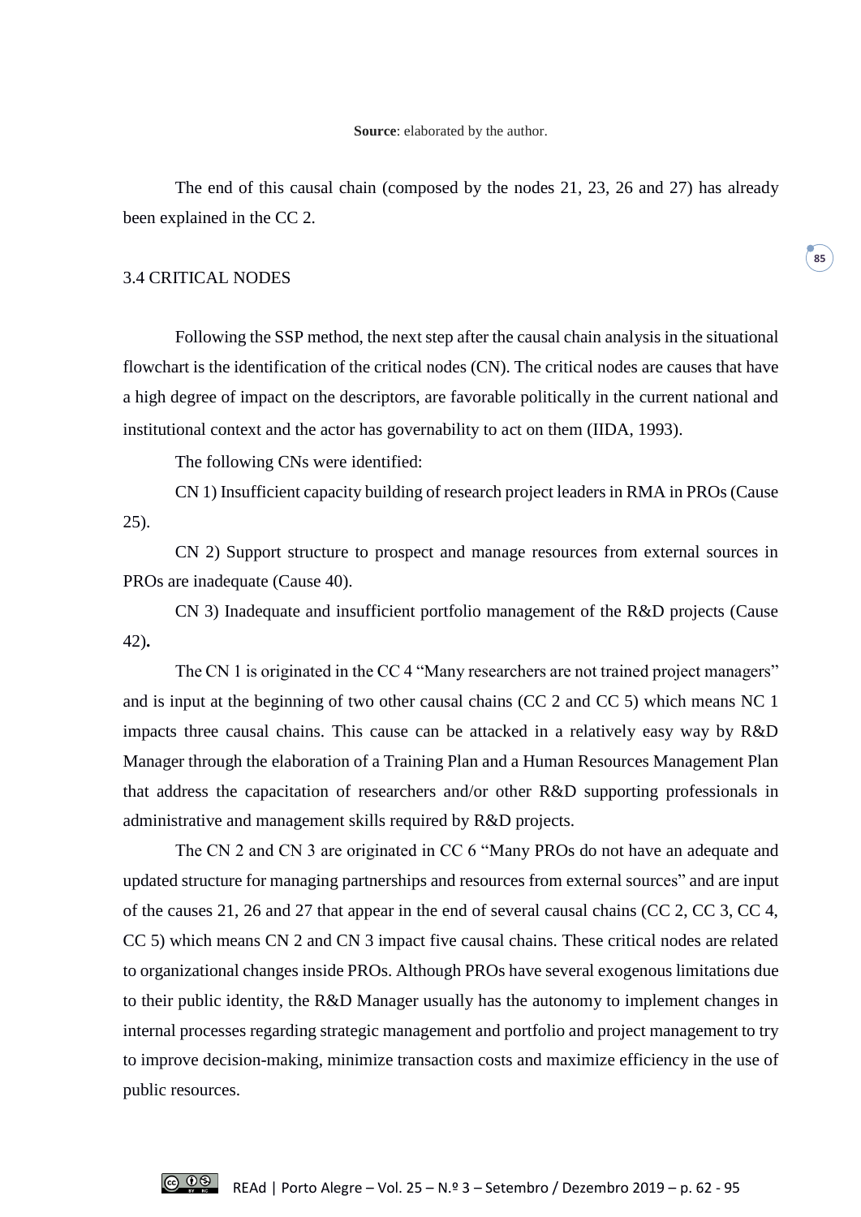**Source**: elaborated by the author.

The end of this causal chain (composed by the nodes 21, 23, 26 and 27) has already been explained in the CC 2.

### 3.4 CRITICAL NODES

Following the SSP method, the next step after the causal chain analysis in the situational flowchart is the identification of the critical nodes (CN). The critical nodes are causes that have a high degree of impact on the descriptors, are favorable politically in the current national and institutional context and the actor has governability to act on them (IIDA, 1993).

The following CNs were identified:

CN 1) Insufficient capacity building of research project leaders in RMA in PROs (Cause 25).

CN 2) Support structure to prospect and manage resources from external sources in PROs are inadequate (Cause 40).

CN 3) Inadequate and insufficient portfolio management of the R&D projects (Cause 42)**.**

The CN 1 is originated in the CC 4 "Many researchers are not trained project managers" and is input at the beginning of two other causal chains (CC 2 and CC 5) which means NC 1 impacts three causal chains. This cause can be attacked in a relatively easy way by R&D Manager through the elaboration of a Training Plan and a Human Resources Management Plan that address the capacitation of researchers and/or other R&D supporting professionals in administrative and management skills required by R&D projects.

The CN 2 and CN 3 are originated in CC 6 "Many PROs do not have an adequate and updated structure for managing partnerships and resources from external sources" and are input of the causes 21, 26 and 27 that appear in the end of several causal chains (CC 2, CC 3, CC 4, CC 5) which means CN 2 and CN 3 impact five causal chains. These critical nodes are related to organizational changes inside PROs. Although PROs have several exogenous limitations due to their public identity, the R&D Manager usually has the autonomy to implement changes in internal processes regarding strategic management and portfolio and project management to try to improve decision-making, minimize transaction costs and maximize efficiency in the use of public resources.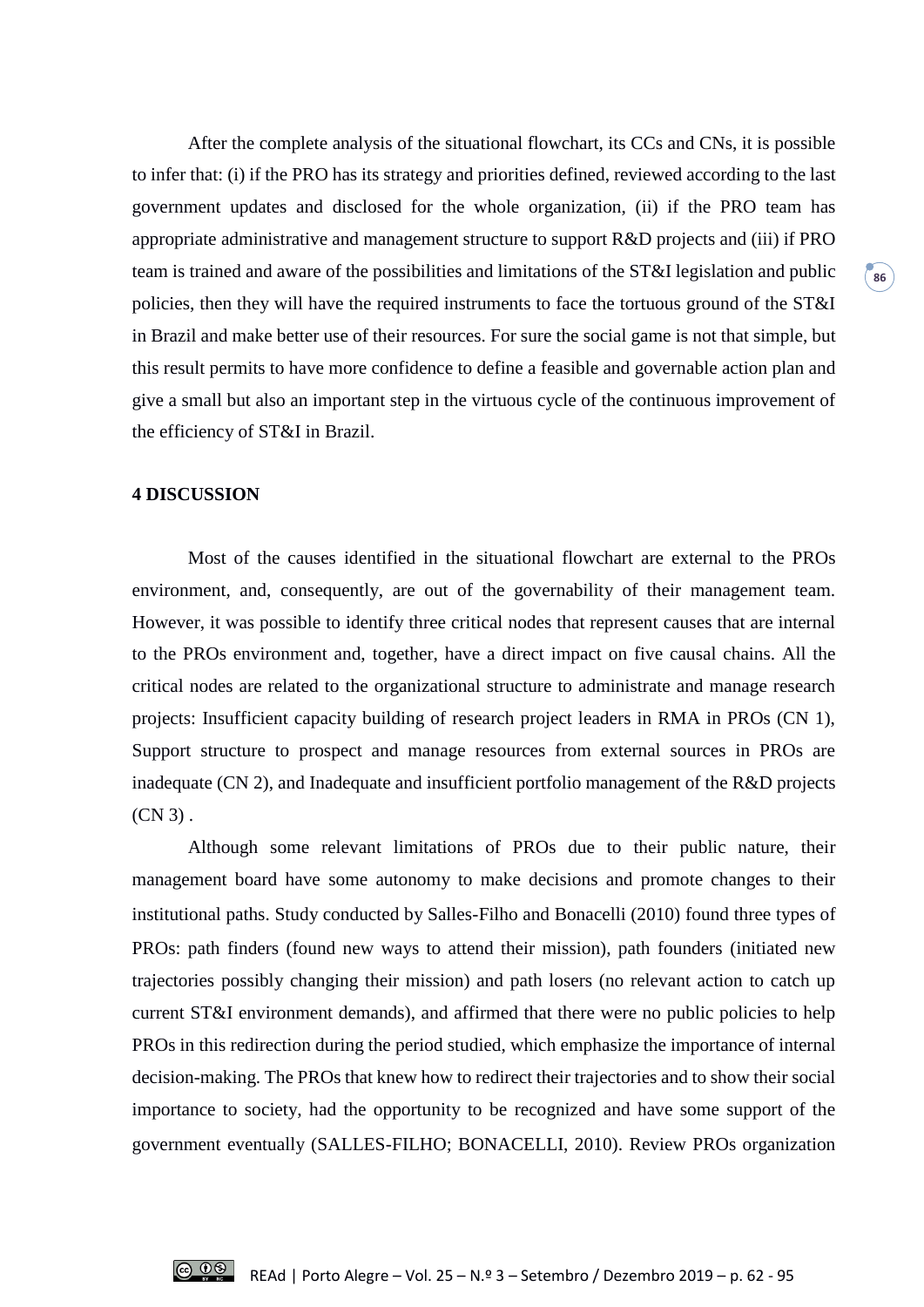After the complete analysis of the situational flowchart, its CCs and CNs, it is possible to infer that: (i) if the PRO has its strategy and priorities defined, reviewed according to the last government updates and disclosed for the whole organization, (ii) if the PRO team has appropriate administrative and management structure to support R&D projects and (iii) if PRO team is trained and aware of the possibilities and limitations of the ST&I legislation and public policies, then they will have the required instruments to face the tortuous ground of the ST&I in Brazil and make better use of their resources. For sure the social game is not that simple, but this result permits to have more confidence to define a feasible and governable action plan and give a small but also an important step in the virtuous cycle of the continuous improvement of the efficiency of ST&I in Brazil.

## 4 DISCUSSION

Most of the causes identified in the situational flowchart are external to the PROs environment, and, consequently, are out of the governability of their management team. However, it was possible to identify three critical nodes that represent causes that are internal to the PROs environment and, together, have a direct impact on five causal chains. All the critical nodes are related to the organizational structure to administrate and manage research projects: Insufficient capacity building of research project leaders in RMA in PROs (CN 1), Support structure to prospect and manage resources from external sources in PROs are inadequate (CN 2), and Inadequate and insufficient portfolio management of the R&D projects (CN 3) .

Although some relevant limitations of PROs due to their public nature, their management board have some autonomy to make decisions and promote changes to their institutional paths. Study conducted by Salles-Filho and Bonacelli (2010) found three types of PROs: path finders (found new ways to attend their mission), path founders (initiated new trajectories possibly changing their mission) and path losers (no relevant action to catch up current ST&I environment demands), and affirmed that there were no public policies to help PROs in this redirection during the period studied, which emphasize the importance of internal decision-making. The PROs that knew how to redirect their trajectories and to show their social importance to society, had the opportunity to be recognized and have some support of the government eventually (SALLES-FILHO; BONACELLI, 2010). Review PROs organization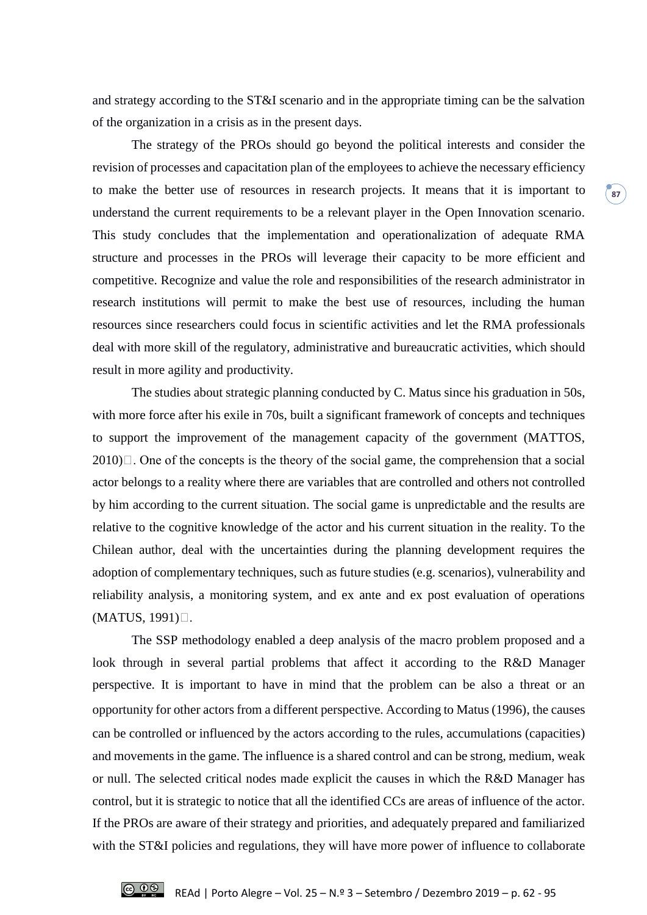and strategy according to the ST&I scenario and in the appropriate timing can be the salvation of the organization in a crisis as in the present days.

The strategy of the PROs should go beyond the political interests and consider the revision of processes and capacitation plan of the employees to achieve the necessary efficiency to make the better use of resources in research projects. It means that it is important to understand the current requirements to be a relevant player in the Open Innovation scenario. This study concludes that the implementation and operationalization of adequate RMA structure and processes in the PROs will leverage their capacity to be more efficient and competitive. Recognize and value the role and responsibilities of the research administrator in research institutions will permit to make the best use of resources, including the human resources since researchers could focus in scientific activities and let the RMA professionals deal with more skill of the regulatory, administrative and bureaucratic activities, which should result in more agility and productivity.

The studies about strategic planning conducted by C. Matus since his graduation in 50s, with more force after his exile in 70s, built a significant framework of concepts and techniques to support the improvement of the management capacity of the government (MATTOS, 2010). One of the concepts is the theory of the social game, the comprehension that a social actor belongs to a reality where there are variables that are controlled and others not controlled by him according to the current situation. The social game is unpredictable and the results are relative to the cognitive knowledge of the actor and his current situation in the reality. To the Chilean author, deal with the uncertainties during the planning development requires the adoption of complementary techniques, such as future studies (e.g. scenarios), vulnerability and reliability analysis, a monitoring system, and ex ante and ex post evaluation of operations (MATUS, 1991).

The SSP methodology enabled a deep analysis of the macro problem proposed and a look through in several partial problems that affect it according to the R&D Manager perspective. It is important to have in mind that the problem can be also a threat or an opportunity for other actors from a different perspective. According to Matus (1996), the causes can be controlled or influenced by the actors according to the rules, accumulations (capacities) and movements in the game. The influence is a shared control and can be strong, medium, weak or null. The selected critical nodes made explicit the causes in which the R&D Manager has control, but it is strategic to notice that all the identified CCs are areas of influence of the actor. If the PROs are aware of their strategy and priorities, and adequately prepared and familiarized with the ST&I policies and regulations, they will have more power of influence to collaborate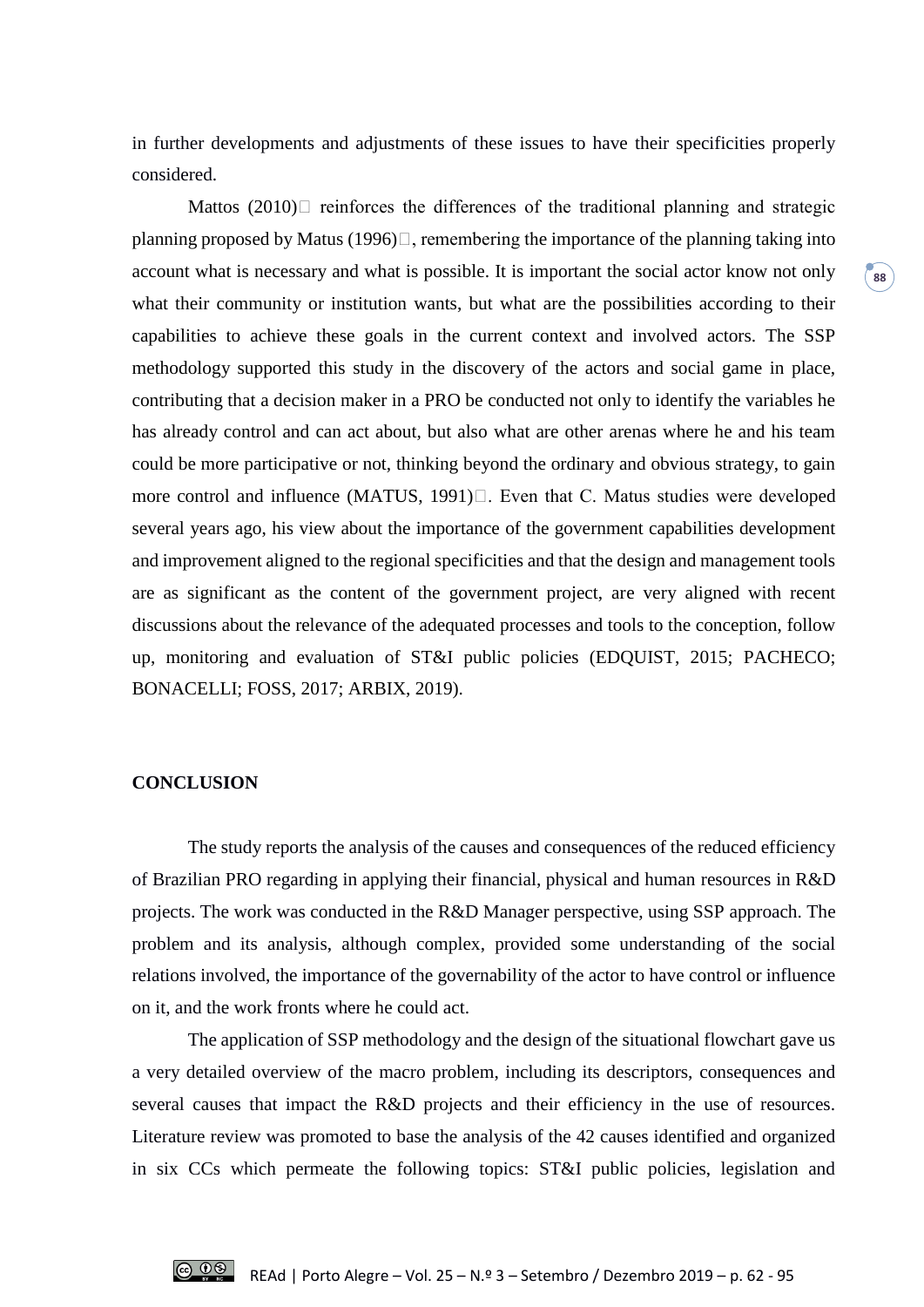in further developments and adjustments of these issues to have their specificities properly considered.

Mattos (2010) reinforces the differences of the traditional planning and strategic planning proposed by Matus (1996), remembering the importance of the planning taking into account what is necessary and what is possible. It is important the social actor know not only what their community or institution wants, but what are the possibilities according to their capabilities to achieve these goals in the current context and involved actors. The SSP methodology supported this study in the discovery of the actors and social game in place, contributing that a decision maker in a PRO be conducted not only to identify the variables he has already control and can act about, but also what are other arenas where he and his team could be more participative or not, thinking beyond the ordinary and obvious strategy, to gain more control and influence (MATUS, 1991). Even that C. Matus studies were developed several years ago, his view about the importance of the government capabilities development and improvement aligned to the regional specificities and that the design and management tools are as significant as the content of the government project, are very aligned with recent discussions about the relevance of the adequated processes and tools to the conception, follow up, monitoring and evaluation of ST&I public policies (EDQUIST, 2015; PACHECO; BONACELLI; FOSS, 2017; ARBIX, 2019).

## CONCLUSION

The study reports the analysis of the causes and consequences of the reduced efficiency of Brazilian PRO regarding in applying their financial, physical and human resources in R&D projects. The work was conducted in the R&D Manager perspective, using SSP approach. The problem and its analysis, although complex, provided some understanding of the social relations involved, the importance of the governability of the actor to have control or influence on it, and the work fronts where he could act.

The application of SSP methodology and the design of the situational flowchart gave us a very detailed overview of the macro problem, including its descriptors, consequences and several causes that impact the R&D projects and their efficiency in the use of resources. Literature review was promoted to base the analysis of the 42 causes identified and organized in six CCs which permeate the following topics: ST&I public policies, legislation and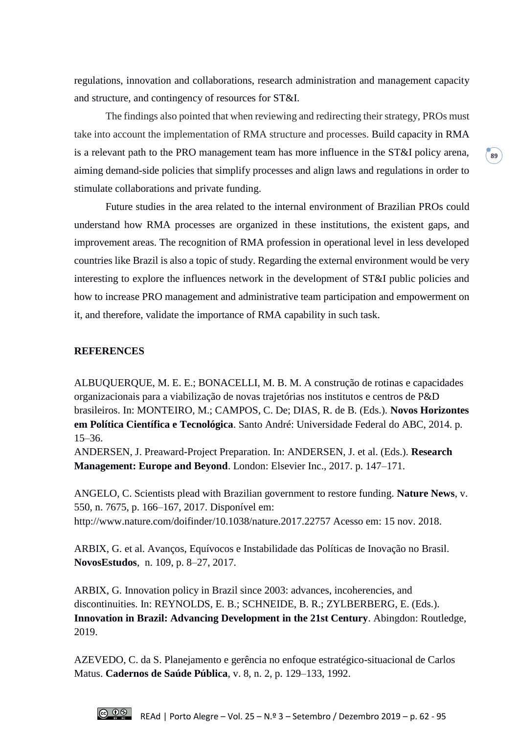regulations, innovation and collaborations, research administration and management capacity and structure, and contingency of resources for ST&I.

The findings also pointed that when reviewing and redirecting their strategy, PROs must take into account the implementation of RMA structure and processes. Build capacity in RMA is a relevant path to the PRO management team has more influence in the ST&I policy arena, aiming demand-side policies that simplify processes and align laws and regulations in order to stimulate collaborations and private funding.

Future studies in the area related to the internal environment of Brazilian PROs could understand how RMA processes are organized in these institutions, the existent gaps, and improvement areas. The recognition of RMA profession in operational level in less developed countries like Brazil is also a topic of study. Regarding the external environment would be very interesting to explore the influences network in the development of ST&I public policies and how to increase PRO management and administrative team participation and empowerment on it, and therefore, validate the importance of RMA capability in such task.

## REFERENCES

ALBUQUERQUE, M. E. E.; BONACELLI, M. B. M. A construção de rotinas e capacidades organizacionais para a viabilização de novas trajetórias nos institutos e centros de P&D brasileiros. In: MONTEIRO, M.; CAMPOS, C. De; DIAS, R. de B. (Eds.). **Novos Horizontes em Política Científica e Tecnológica**. Santo André: Universidade Federal do ABC, 2014. p. 15–36.

ANDERSEN, J. Preaward-Project Preparation. In: ANDERSEN, J. et al. (Eds.). **Research Management: Europe and Beyond**. London: Elsevier Inc., 2017. p. 147–171.

ANGELO, C. Scientists plead with Brazilian government to restore funding. **Nature News**, v. 550, n. 7675, p. 166–167, 2017. Disponível em: http://www.nature.com/doifinder/10.1038/nature.2017.22757 Acesso em: 15 nov. 2018.

ARBIX, G. et al. Avanços, Equívocos e Instabilidade das Políticas de Inovação no Brasil. **NovosEstudos**, n. 109, p. 8–27, 2017.

ARBIX, G. Innovation policy in Brazil since 2003: advances, incoherencies, and discontinuities. In: REYNOLDS, E. B.; SCHNEIDE, B. R.; ZYLBERBERG, E. (Eds.). **Innovation in Brazil: Advancing Development in the 21st Century**. Abingdon: Routledge, 2019.

AZEVEDO, C. da S. Planejamento e gerência no enfoque estratégico-situacional de Carlos Matus. **Cadernos de Saúde Pública**, v. 8, n. 2, p. 129–133, 1992.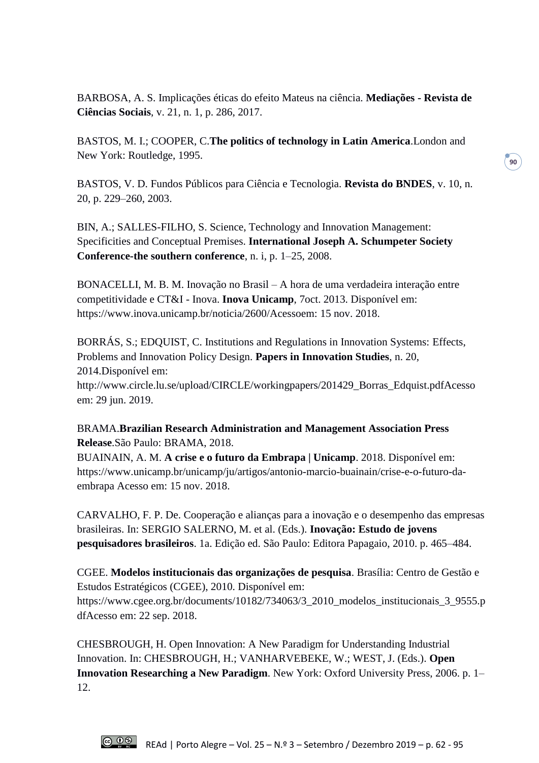BARBOSA, A. S. Implicações éticas do efeito Mateus na ciência. **Mediações - Revista de Ciências Sociais**, v. 21, n. 1, p. 286, 2017.

BASTOS, M. I.; COOPER, C.**The politics of technology in Latin America**.London and New York: Routledge, 1995.

BASTOS, V. D. Fundos Públicos para Ciência e Tecnologia. **Revista do BNDES**, v. 10, n. 20, p. 229–260, 2003.

BIN, A.; SALLES-FILHO, S. Science, Technology and Innovation Management: Specificities and Conceptual Premises. **International Joseph A. Schumpeter Society Conference-the southern conference**, n. i, p. 1–25, 2008.

BONACELLI, M. B. M. Inovação no Brasil – A hora de uma verdadeira interação entre competitividade e CT&I - Inova. **Inova Unicamp**, 7oct. 2013. Disponível em: https://www.inova.unicamp.br/noticia/2600/Acessoem: 15 nov. 2018.

BORRÁS, S.; EDQUIST, C. Institutions and Regulations in Innovation Systems: Effects, Problems and Innovation Policy Design. **Papers in Innovation Studies**, n. 20, 2014.Disponível em: http://www.circle.lu.se/upload/CIRCLE/workingpapers/201429_Borras_Edquist.pdfAcesso em: 29 jun. 2019.

BRAMA.**Brazilian Research Administration and Management Association Press Release**.São Paulo: BRAMA, 2018.
BUAINAIN, A. M. **A crise e o futuro da Embrapa | Unicamp**. 2018. Disponível em: https://www.unicamp.br/unicamp/ju/artigos/antonio-marcio-buainain/crise-e-o-futuro-da-embrapa Acesso em: 15 nov. 2018.

CARVALHO, F. P. De. Cooperação e alianças para a inovação e o desempenho das empresas brasileiras. In: SERGIO SALERNO, M. et al. (Eds.). **Inovação: Estudo de jovens pesquisadores brasileiros**. 1a. Edição ed. São Paulo: Editora Papagaio, 2010. p. 465–484.

CGEE. **Modelos institucionais das organizações de pesquisa**. Brasília: Centro de Gestão e Estudos Estratégicos (CGEE), 2010. Disponível em: https://www.cgee.org.br/documents/10182/734063/3_2010_modelos_institucionais_3_9555.pdfAcesso em: 22 sep. 2018.

CHESBROUGH, H. Open Innovation: A New Paradigm for Understanding Industrial Innovation. In: CHESBROUGH, H.; VANHARVEBEKE, W.; WEST, J. (Eds.). **Open Innovation Researching a New Paradigm**. New York: Oxford University Press, 2006. p. 1–12.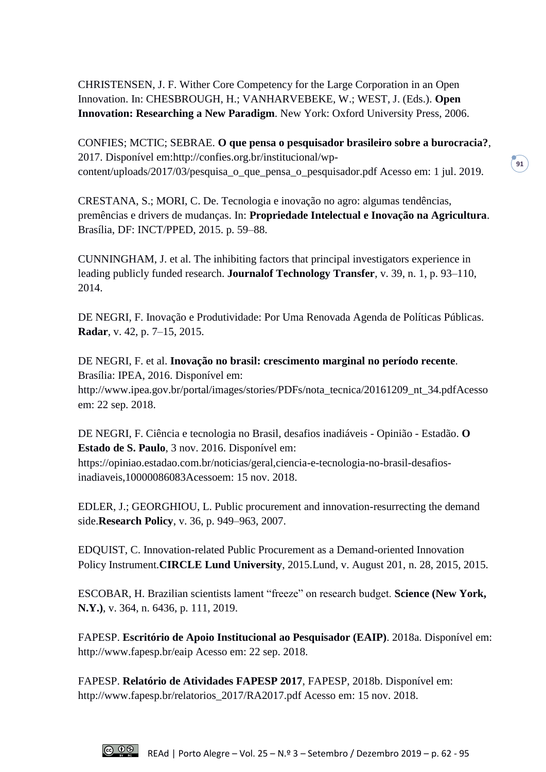CHRISTENSEN, J. F. Wither Core Competency for the Large Corporation in an Open Innovation. In: CHESBROUGH, H.; VANHARVEBEKE, W.; WEST, J. (Eds.). **Open Innovation: Researching a New Paradigm**. New York: Oxford University Press, 2006.

CONFIES; MCTIC; SEBRAE. **O que pensa o pesquisador brasileiro sobre a burocracia?**, 2017. Disponível em:http://confies.org.br/institucional/wp-content/uploads/2017/03/pesquisa_o_que_pensa_o_pesquisador.pdf Acesso em: 1 jul. 2019.

CRESTANA, S.; MORI, C. De. Tecnologia e inovação no agro: algumas tendências, premências e drivers de mudanças. In: **Propriedade Intelectual e Inovação na Agricultura**. Brasília, DF: INCT/PPED, 2015. p. 59–88.

CUNNINGHAM, J. et al. The inhibiting factors that principal investigators experience in leading publicly funded research. **Journalof Technology Transfer**, v. 39, n. 1, p. 93–110, 2014.

DE NEGRI, F. Inovação e Produtividade: Por Uma Renovada Agenda de Políticas Públicas. **Radar**, v. 42, p. 7–15, 2015.

DE NEGRI, F. et al. **Inovação no brasil: crescimento marginal no período recente**. Brasília: IPEA, 2016. Disponível em: http://www.ipea.gov.br/portal/images/stories/PDFs/nota_tecnica/20161209_nt_34.pdfAcesso em: 22 sep. 2018.

DE NEGRI, F. Ciência e tecnologia no Brasil, desafios inadiáveis - Opinião - Estadão. **O Estado de S. Paulo**, 3 nov. 2016. Disponível em: https://opiniao.estadao.com.br/noticias/geral,ciencia-e-tecnologia-no-brasil-desafios-inadiaveis,10000086083Acessoem: 15 nov. 2018.

EDLER, J.; GEORGHIOU, L. Public procurement and innovation-resurrecting the demand side.**Research Policy**, v. 36, p. 949–963, 2007.

EDQUIST, C. Innovation-related Public Procurement as a Demand-oriented Innovation Policy Instrument.**CIRCLE Lund University**, 2015.Lund, v. August 201, n. 28, 2015, 2015.

ESCOBAR, H. Brazilian scientists lament "freeze" on research budget. **Science (New York, N.Y.)**, v. 364, n. 6436, p. 111, 2019.

FAPESP. **Escritório de Apoio Institucional ao Pesquisador (EAIP)**. 2018a. Disponível em: http://www.fapesp.br/eaip Acesso em: 22 sep. 2018.

FAPESP. **Relatório de Atividades FAPESP 2017**, FAPESP, 2018b. Disponível em: http://www.fapesp.br/relatorios_2017/RA2017.pdf Acesso em: 15 nov. 2018.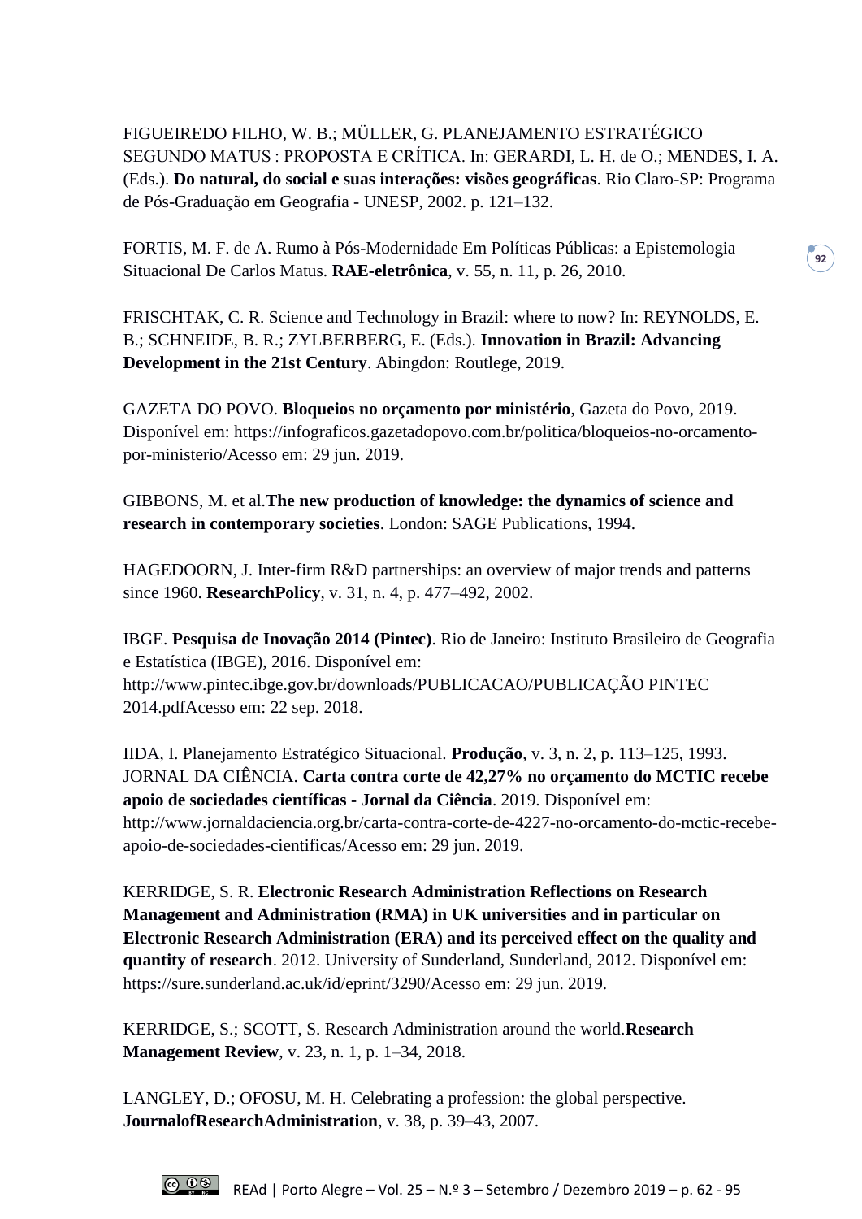FIGUEIREDO FILHO, W. B.; MÜLLER, G. PLANEJAMENTO ESTRATÉGICO SEGUNDO MATUS : PROPOSTA E CRÍTICA. In: GERARDI, L. H. de O.; MENDES, I. A. (Eds.). **Do natural, do social e suas interações: visões geográficas**. Rio Claro-SP: Programa de Pós-Graduação em Geografia - UNESP, 2002. p. 121–132.

FORTIS, M. F. de A. Rumo à Pós-Modernidade Em Políticas Públicas: a Epistemologia Situacional De Carlos Matus. **RAE-eletrônica**, v. 55, n. 11, p. 26, 2010.

FRISCHTAK, C. R. Science and Technology in Brazil: where to now? In: REYNOLDS, E. B.; SCHNEIDE, B. R.; ZYLBERBERG, E. (Eds.). **Innovation in Brazil: Advancing Development in the 21st Century**. Abingdon: Routlege, 2019.

GAZETA DO POVO. **Bloqueios no orçamento por ministério**, Gazeta do Povo, 2019. Disponível em: https://infograficos.gazetadopovo.com.br/politica/bloqueios-no-orcamento-por-ministerio/Acesso em: 29 jun. 2019.

GIBBONS, M. et al.**The new production of knowledge: the dynamics of science and research in contemporary societies**. London: SAGE Publications, 1994.

HAGEDOORN, J. Inter-firm R&D partnerships: an overview of major trends and patterns since 1960. **ResearchPolicy**, v. 31, n. 4, p. 477–492, 2002.

IBGE. **Pesquisa de Inovação 2014 (Pintec)**. Rio de Janeiro: Instituto Brasileiro de Geografia e Estatística (IBGE), 2016. Disponível em: http://www.pintec.ibge.gov.br/downloads/PUBLICACAO/PUBLICAÇÃO PINTEC 2014.pdfAcesso em: 22 sep. 2018.

IIDA, I. Planejamento Estratégico Situacional. **Produção**, v. 3, n. 2, p. 113–125, 1993. JORNAL DA CIÊNCIA. **Carta contra corte de 42,27% no orçamento do MCTIC recebe apoio de sociedades científicas - Jornal da Ciência**. 2019. Disponível em: http://www.jornaldaciencia.org.br/carta-contra-corte-de-4227-no-orcamento-do-mctic-recebe-apoio-de-sociedades-cientificas/Acesso em: 29 jun. 2019.

KERRIDGE, S. R. **Electronic Research Administration Reflections on Research Management and Administration (RMA) in UK universities and in particular on Electronic Research Administration (ERA) and its perceived effect on the quality and quantity of research**. 2012. University of Sunderland, Sunderland, 2012. Disponível em: https://sure.sunderland.ac.uk/id/eprint/3290/Acesso em: 29 jun. 2019.

KERRIDGE, S.; SCOTT, S. Research Administration around the world.**Research Management Review**, v. 23, n. 1, p. 1–34, 2018.

LANGLEY, D.; OFOSU, M. H. Celebrating a profession: the global perspective. **JournalofResearchAdministration**, v. 38, p. 39–43, 2007.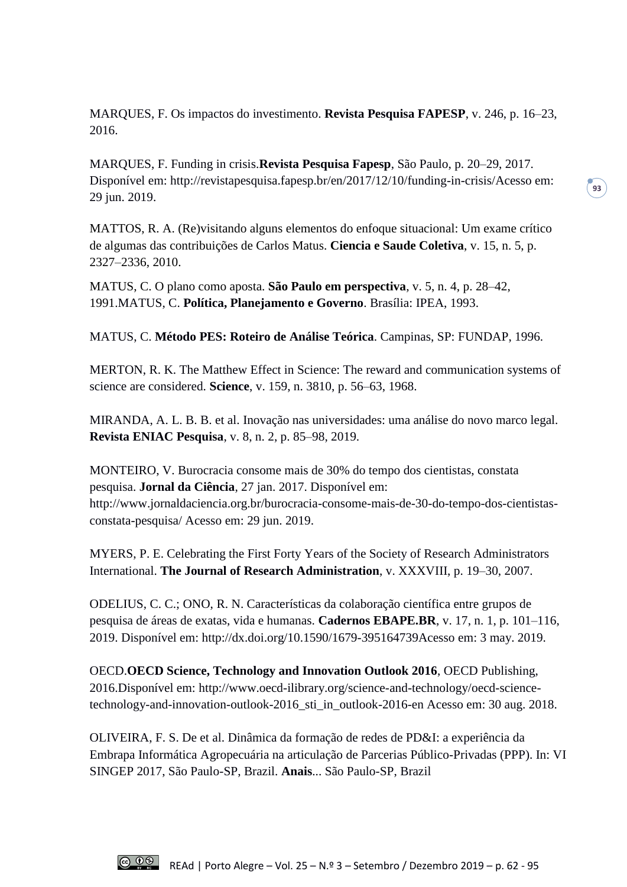MARQUES, F. Os impactos do investimento. **Revista Pesquisa FAPESP**, v. 246, p. 16–23, 2016.

MARQUES, F. Funding in crisis.**Revista Pesquisa Fapesp**, São Paulo, p. 20–29, 2017. Disponível em: http://revistapesquisa.fapesp.br/en/2017/12/10/funding-in-crisis/Acesso em: 29 jun. 2019.

MATTOS, R. A. (Re)visitando alguns elementos do enfoque situacional: Um exame crítico de algumas das contribuições de Carlos Matus. **Ciencia e Saude Coletiva**, v. 15, n. 5, p. 2327–2336, 2010.

MATUS, C. O plano como aposta. **São Paulo em perspectiva**, v. 5, n. 4, p. 28–42, 1991.MATUS, C. **Política, Planejamento e Governo**. Brasília: IPEA, 1993.

MATUS, C. **Método PES: Roteiro de Análise Teórica**. Campinas, SP: FUNDAP, 1996.

MERTON, R. K. The Matthew Effect in Science: The reward and communication systems of science are considered. **Science**, v. 159, n. 3810, p. 56–63, 1968.

MIRANDA, A. L. B. B. et al. Inovação nas universidades: uma análise do novo marco legal. **Revista ENIAC Pesquisa**, v. 8, n. 2, p. 85–98, 2019.

MONTEIRO, V. Burocracia consome mais de 30% do tempo dos cientistas, constata pesquisa. **Jornal da Ciência**, 27 jan. 2017. Disponível em: http://www.jornaldaciencia.org.br/burocracia-consome-mais-de-30-do-tempo-dos-cientistas-constata-pesquisa/ Acesso em: 29 jun. 2019.

MYERS, P. E. Celebrating the First Forty Years of the Society of Research Administrators International. **The Journal of Research Administration**, v. XXXVIII, p. 19–30, 2007.

ODELIUS, C. C.; ONO, R. N. Características da colaboração científica entre grupos de pesquisa de áreas de exatas, vida e humanas. **Cadernos EBAPE.BR**, v. 17, n. 1, p. 101–116, 2019. Disponível em: http://dx.doi.org/10.1590/1679-395164739Acesso em: 3 may. 2019.

OECD.**OECD Science, Technology and Innovation Outlook 2016**, OECD Publishing, 2016.Disponível em: http://www.oecd-ilibrary.org/science-and-technology/oecd-science-technology-and-innovation-outlook-2016_sti_in_outlook-2016-en Acesso em: 30 aug. 2018.

OLIVEIRA, F. S. De et al. Dinâmica da formação de redes de PD&I: a experiência da Embrapa Informática Agropecuária na articulação de Parcerias Público-Privadas (PPP). In: VI SINGEP 2017, São Paulo-SP, Brazil. **Anais**... São Paulo-SP, Brazil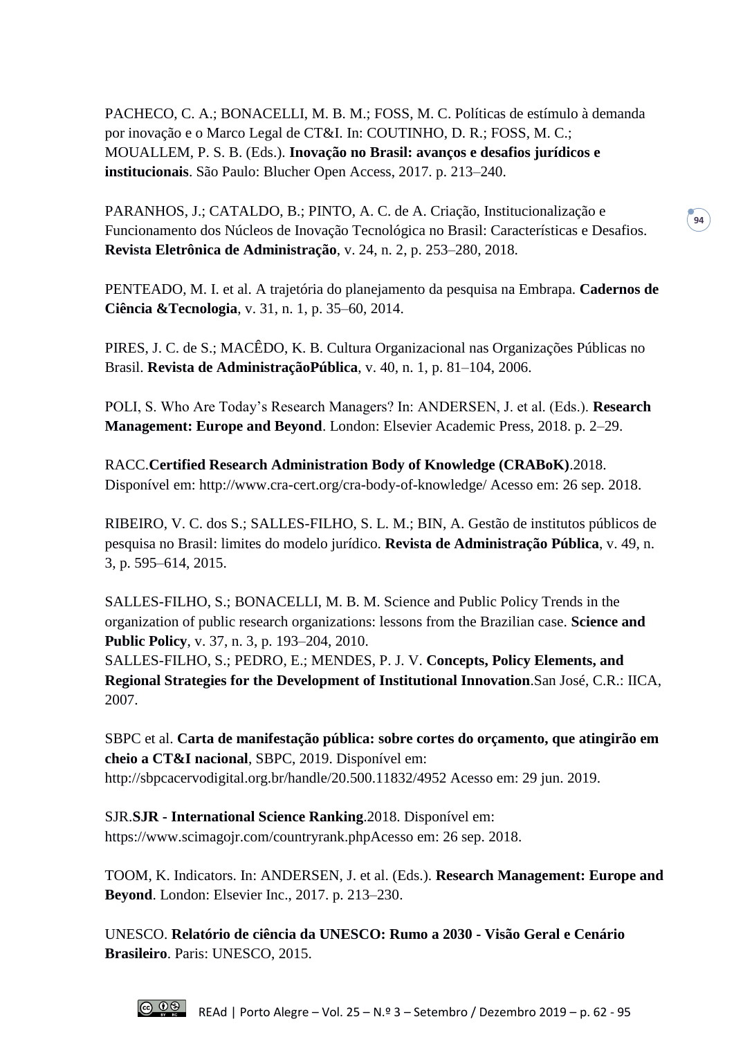PACHECO, C. A.; BONACELLI, M. B. M.; FOSS, M. C. Políticas de estímulo à demanda por inovação e o Marco Legal de CT&I. In: COUTINHO, D. R.; FOSS, M. C.; MOUALLEM, P. S. B. (Eds.). **Inovação no Brasil: avanços e desafios jurídicos e institucionais**. São Paulo: Blucher Open Access, 2017. p. 213–240.

PARANHOS, J.; CATALDO, B.; PINTO, A. C. de A. Criação, Institucionalização e Funcionamento dos Núcleos de Inovação Tecnológica no Brasil: Características e Desafios. **Revista Eletrônica de Administração**, v. 24, n. 2, p. 253–280, 2018.

PENTEADO, M. I. et al. A trajetória do planejamento da pesquisa na Embrapa. **Cadernos de Ciência &Tecnologia**, v. 31, n. 1, p. 35–60, 2014.

PIRES, J. C. de S.; MACÊDO, K. B. Cultura Organizacional nas Organizações Públicas no Brasil. **Revista de AdministraçãoPública**, v. 40, n. 1, p. 81–104, 2006.

POLI, S. Who Are Today's Research Managers? In: ANDERSEN, J. et al. (Eds.). **Research Management: Europe and Beyond**. London: Elsevier Academic Press, 2018. p. 2–29.

RACC.**Certified Research Administration Body of Knowledge (CRABoK)**.2018. Disponível em: http://www.cra-cert.org/cra-body-of-knowledge/ Acesso em: 26 sep. 2018.

RIBEIRO, V. C. dos S.; SALLES-FILHO, S. L. M.; BIN, A. Gestão de institutos públicos de pesquisa no Brasil: limites do modelo jurídico. **Revista de Administração Pública**, v. 49, n. 3, p. 595–614, 2015.

SALLES-FILHO, S.; BONACELLI, M. B. M. Science and Public Policy Trends in the organization of public research organizations: lessons from the Brazilian case. **Science and Public Policy**, v. 37, n. 3, p. 193–204, 2010.

SALLES-FILHO, S.; PEDRO, E.; MENDES, P. J. V. **Concepts, Policy Elements, and Regional Strategies for the Development of Institutional Innovation**.San José, C.R.: IICA, 2007.

SBPC et al. **Carta de manifestação pública: sobre cortes do orçamento, que atingirão em cheio a CT&I nacional**, SBPC, 2019. Disponível em: http://sbpcacervodigital.org.br/handle/20.500.11832/4952 Acesso em: 29 jun. 2019.

SJR.**SJR - International Science Ranking**.2018. Disponível em: https://www.scimagojr.com/countryrank.phpAcesso em: 26 sep. 2018.

TOOM, K. Indicators. In: ANDERSEN, J. et al. (Eds.). **Research Management: Europe and Beyond**. London: Elsevier Inc., 2017. p. 213–230.

UNESCO. **Relatório de ciência da UNESCO: Rumo a 2030 - Visão Geral e Cenário Brasileiro**. Paris: UNESCO, 2015.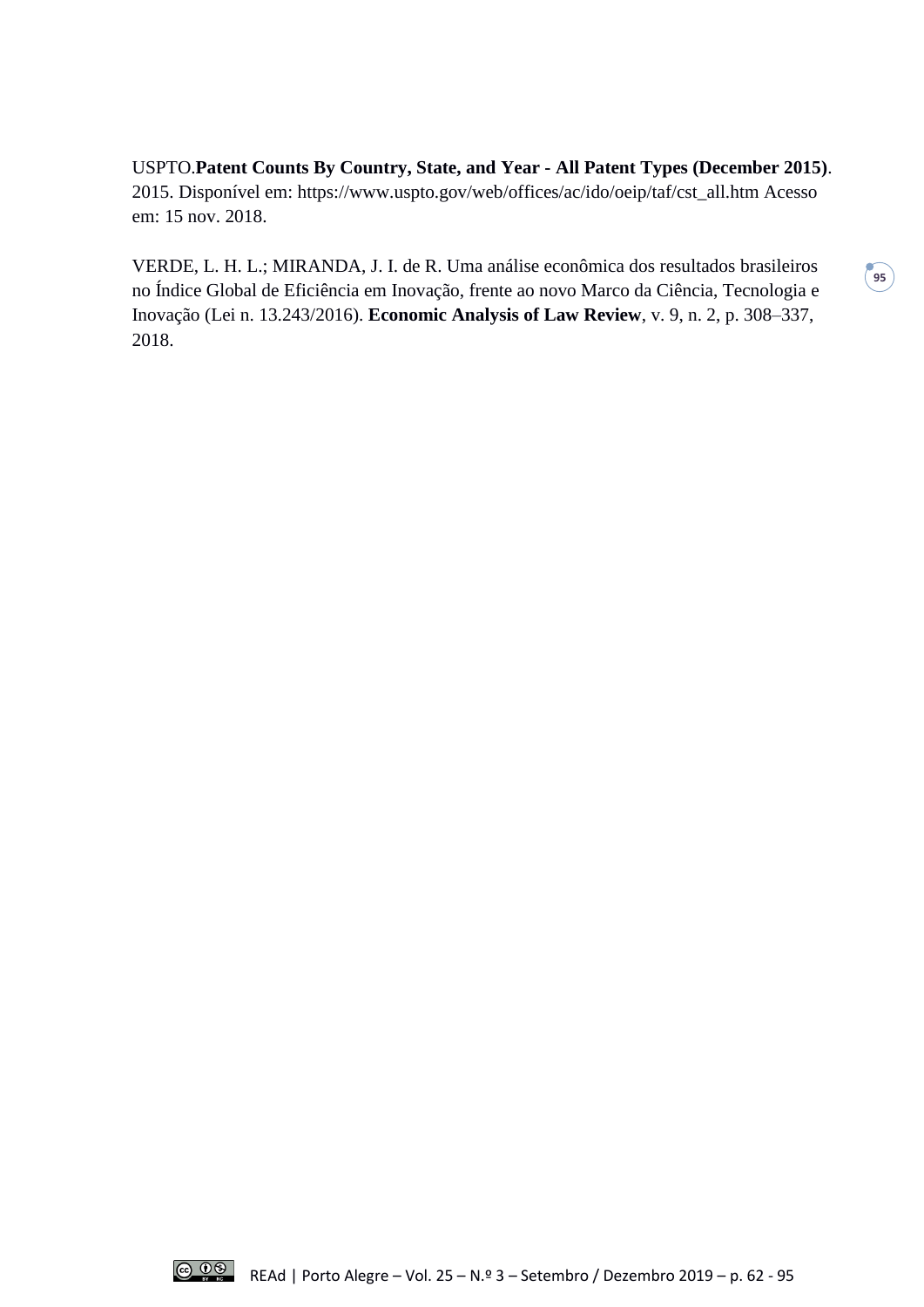USPTO.**Patent Counts By Country, State, and Year - All Patent Types (December 2015)**. 2015. Disponível em: https://www.uspto.gov/web/offices/ac/ido/oeip/taf/cst_all.htm Acesso em: 15 nov. 2018.

VERDE, L. H. L.; MIRANDA, J. I. de R. Uma análise econômica dos resultados brasileiros no Índice Global de Eficiência em Inovação, frente ao novo Marco da Ciência, Tecnologia e Inovação (Lei n. 13.243/2016). **Economic Analysis of Law Review**, v. 9, n. 2, p. 308–337, 2018.